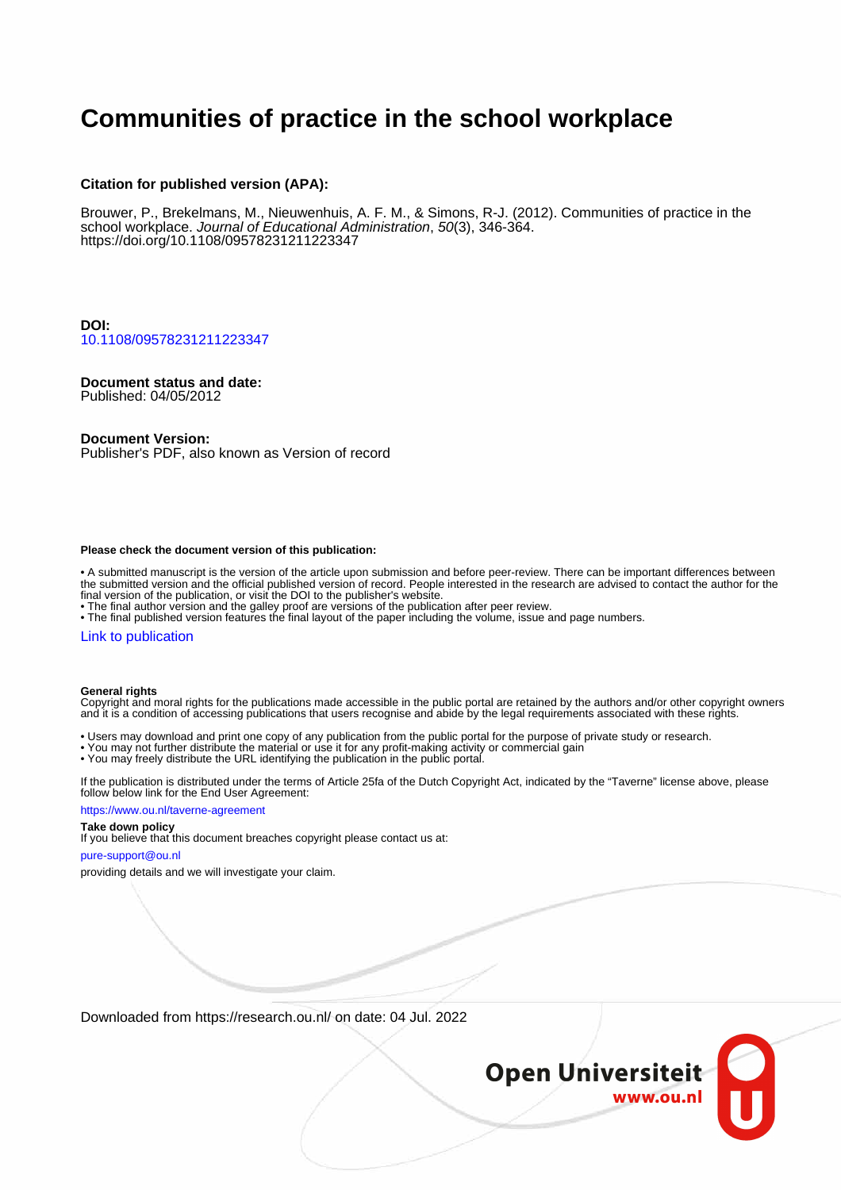# Communities of practice in the school workplace

**Citation for published version (APA):**

Brouwer, P., Brekelmans, M., Nieuwenhuis, A. F. M., & Simons, R-J. (2012). Communities of practice in the school workplace. *Journal of Educational Administration*, *50*(3), 346-364. https://doi.org/10.1108/09578231211223347

**DOI:**
10.1108/09578231211223347

**Document status and date:**
Published: 04/05/2012

**Document Version:**
Publisher's PDF, also known as Version of record

**Please check the document version of this publication:**

• A submitted manuscript is the version of the article upon submission and before peer-review. There can be important differences between the submitted version and the official published version of record. People interested in the research are advised to contact the author for the final version of the publication, or visit the DOI to the publisher's website.
• The final author version and the galley proof are versions of the publication after peer review.
• The final published version features the final layout of the paper including the volume, issue and page numbers.

Link to publication

**General rights**
Copyright and moral rights for the publications made accessible in the public portal are retained by the authors and/or other copyright owners and it is a condition of accessing publications that users recognise and abide by the legal requirements associated with these rights.

• Users may download and print one copy of any publication from the public portal for the purpose of private study or research.
• You may not further distribute the material or use it for any profit-making activity or commercial gain
• You may freely distribute the URL identifying the publication in the public portal.

If the publication is distributed under the terms of Article 25fa of the Dutch Copyright Act, indicated by the "Taverne" license above, please follow below link for the End User Agreement:

https://www.ou.nl/taverne-agreement

**Take down policy**
If you believe that this document breaches copyright please contact us at:

pure-support@ou.nl

providing details and we will investigate your claim.

Downloaded from https://research.ou.nl/ on date: 04 Jul. 2022

Open Universiteit
www.ou.nl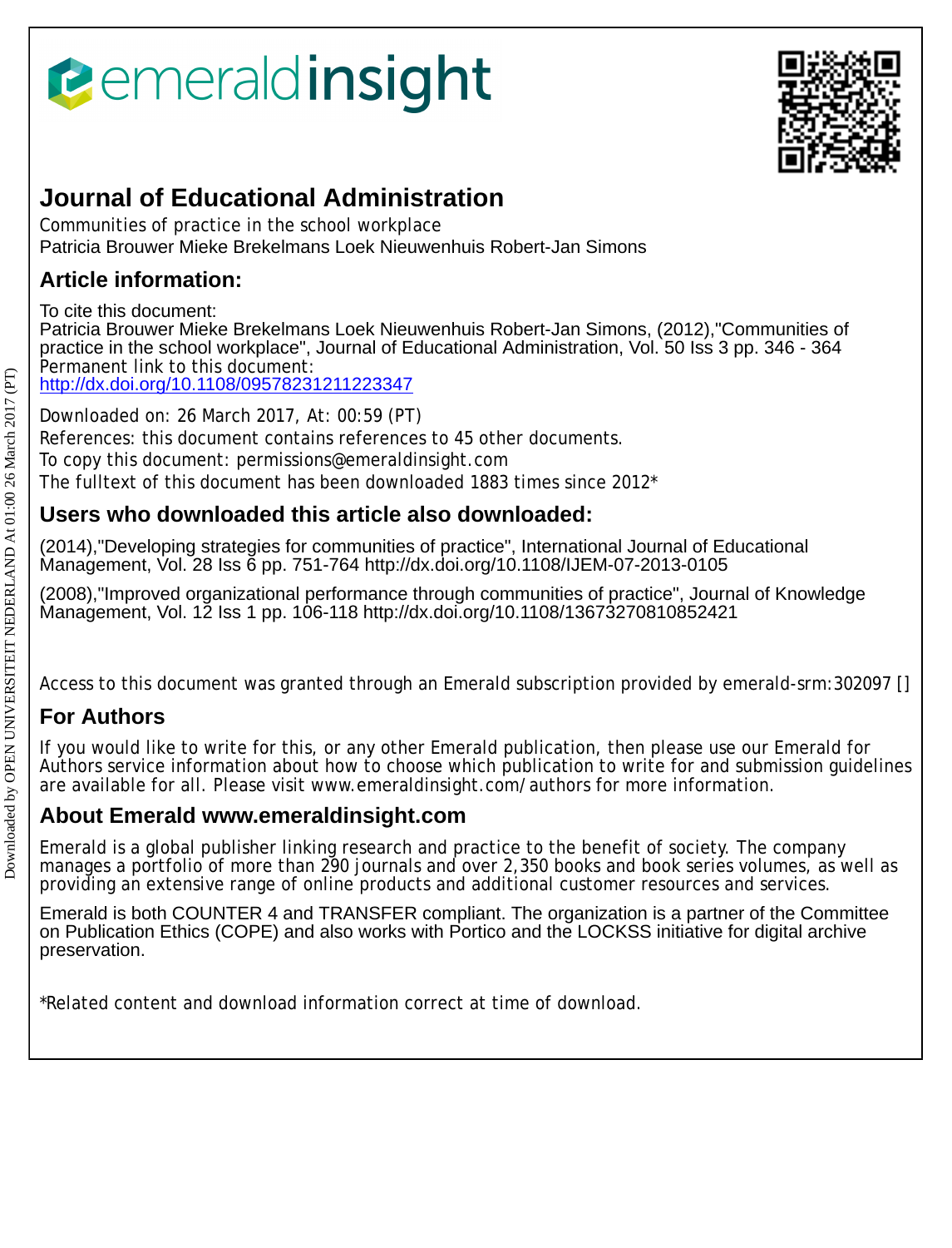# Journal of Educational Administration

Communities of practice in the school workplace
Patricia Brouwer Mieke Brekelmans Loek Nieuwenhuis Robert-Jan Simons

## Article information:

To cite this document:
Patricia Brouwer Mieke Brekelmans Loek Nieuwenhuis Robert-Jan Simons, (2012),"Communities of practice in the school workplace", Journal of Educational Administration, Vol. 50 Iss 3 pp. 346 - 364
Permanent link to this document:
http://dx.doi.org/10.1108/09578231211223347

Downloaded on: 26 March 2017, At: 00:59 (PT)
References: this document contains references to 45 other documents.
To copy this document: permissions@emeraldinsight.com
The fulltext of this document has been downloaded 1883 times since 2012*

## Users who downloaded this article also downloaded:

(2014),"Developing strategies for communities of practice", International Journal of Educational Management, Vol. 28 Iss 6 pp. 751-764 http://dx.doi.org/10.1108/IJEM-07-2013-0105

(2008),"Improved organizational performance through communities of practice", Journal of Knowledge Management, Vol. 12 Iss 1 pp. 106-118 http://dx.doi.org/10.1108/13673270810852421

Access to this document was granted through an Emerald subscription provided by emerald-srm:302097 []

## For Authors

If you would like to write for this, or any other Emerald publication, then please use our Emerald for Authors service information about how to choose which publication to write for and submission guidelines are available for all. Please visit www.emeraldinsight.com/authors for more information.

## About Emerald www.emeraldinsight.com

Emerald is a global publisher linking research and practice to the benefit of society. The company manages a portfolio of more than 290 journals and over 2,350 books and book series volumes, as well as providing an extensive range of online products and additional customer resources and services.

Emerald is both COUNTER 4 and TRANSFER compliant. The organization is a partner of the Committee on Publication Ethics (COPE) and also works with Portico and the LOCKSS initiative for digital archive preservation.

*Related content and download information correct at time of download.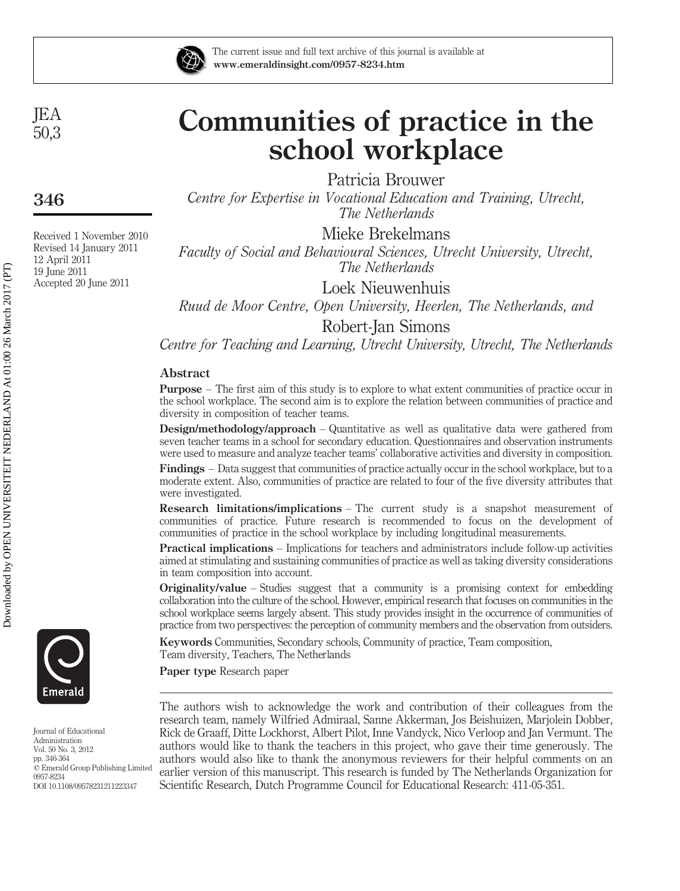# Communities of practice in the school workplace

Patricia Brouwer

*Centre for Expertise in Vocational Education and Training, Utrecht, The Netherlands*

Mieke Brekelmans

*Faculty of Social and Behavioural Sciences, Utrecht University, Utrecht, The Netherlands*

Loek Nieuwenhuis

*Ruud de Moor Centre, Open University, Heerlen, The Netherlands, and*

Robert-Jan Simons

*Centre for Teaching and Learning, Utrecht University, Utrecht, The Netherlands*

Received 1 November 2010
Revised 14 January 2011
12 April 2011
19 June 2011
Accepted 20 June 2011

## Abstract

**Purpose** – The first aim of this study is to explore to what extent communities of practice occur in the school workplace. The second aim is to explore the relation between communities of practice and diversity in composition of teacher teams.

**Design/methodology/approach** – Quantitative as well as qualitative data were gathered from seven teacher teams in a school for secondary education. Questionnaires and observation instruments were used to measure and analyze teacher teams' collaborative activities and diversity in composition.

**Findings** – Data suggest that communities of practice actually occur in the school workplace, but to a moderate extent. Also, communities of practice are related to four of the five diversity attributes that were investigated.

**Research limitations/implications** – The current study is a snapshot measurement of communities of practice. Future research is recommended to focus on the development of communities of practice in the school workplace by including longitudinal measurements.

**Practical implications** – Implications for teachers and administrators include follow-up activities aimed at stimulating and sustaining communities of practice as well as taking diversity considerations in team composition into account.

**Originality/value** – Studies suggest that a community is a promising context for embedding collaboration into the culture of the school. However, empirical research that focuses on communities in the school workplace seems largely absent. This study provides insight in the occurrence of communities of practice from two perspectives: the perception of community members and the observation from outsiders.

**Keywords** Communities, Secondary schools, Community of practice, Team composition, Team diversity, Teachers, The Netherlands

**Paper type** Research paper

The authors wish to acknowledge the work and contribution of their colleagues from the research team, namely Wilfried Admiraal, Sanne Akkerman, Jos Beishuizen, Marjolein Dobber, Rick de Graaff, Ditte Lockhorst, Albert Pilot, Inne Vandyck, Nico Verloop and Jan Vermunt. The authors would like to thank the teachers in this project, who gave their time generously. The authors would also like to thank the anonymous reviewers for their helpful comments on an earlier version of this manuscript. This research is funded by The Netherlands Organization for Scientific Research, Dutch Programme Council for Educational Research: 411-05-351.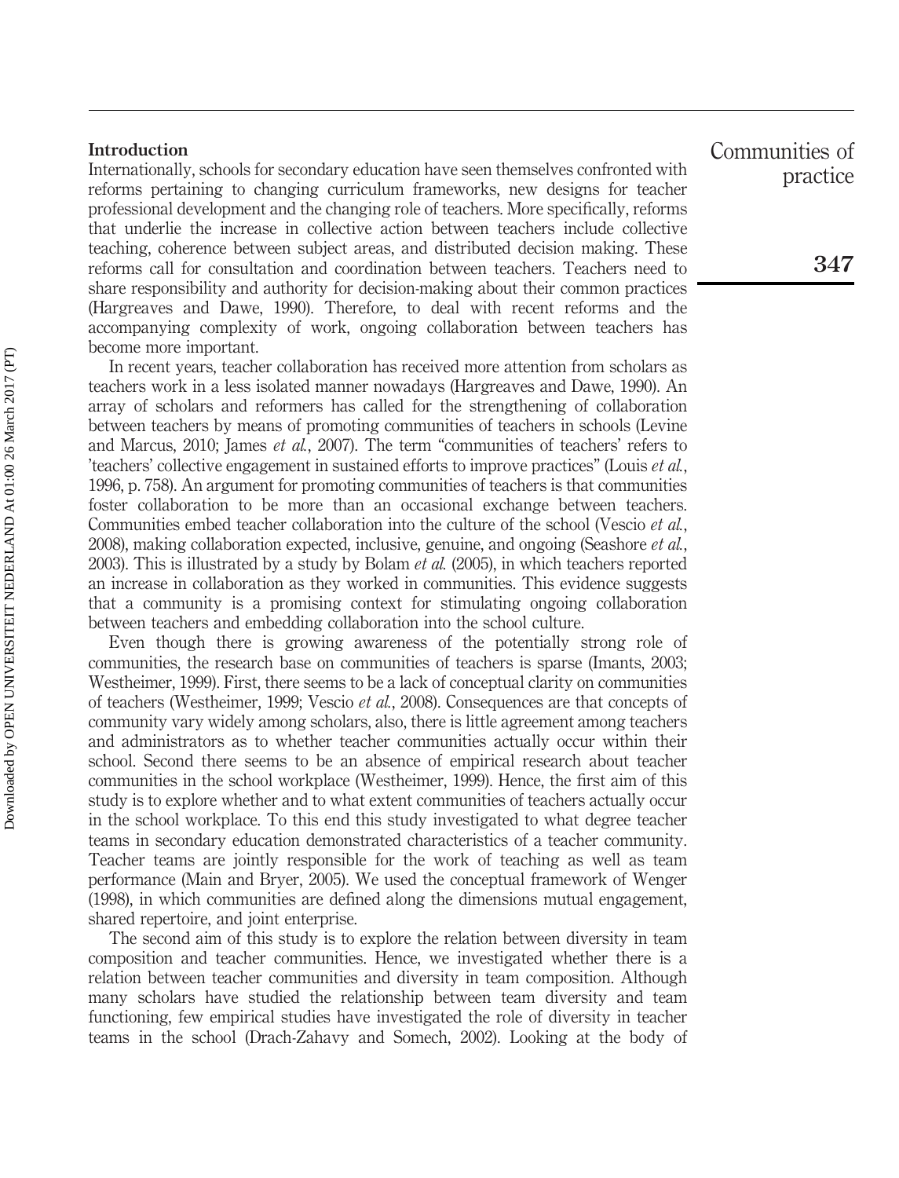## Introduction

Internationally, schools for secondary education have seen themselves confronted with reforms pertaining to changing curriculum frameworks, new designs for teacher professional development and the changing role of teachers. More specifically, reforms that underlie the increase in collective action between teachers include collective teaching, coherence between subject areas, and distributed decision making. These reforms call for consultation and coordination between teachers. Teachers need to share responsibility and authority for decision-making about their common practices (Hargreaves and Dawe, 1990). Therefore, to deal with recent reforms and the accompanying complexity of work, ongoing collaboration between teachers has become more important.

In recent years, teacher collaboration has received more attention from scholars as teachers work in a less isolated manner nowadays (Hargreaves and Dawe, 1990). An array of scholars and reformers has called for the strengthening of collaboration between teachers by means of promoting communities of teachers in schools (Levine and Marcus, 2010; James *et al.*, 2007). The term "communities of teachers' refers to 'teachers' collective engagement in sustained efforts to improve practices" (Louis *et al.*, 1996, p. 758). An argument for promoting communities of teachers is that communities foster collaboration to be more than an occasional exchange between teachers. Communities embed teacher collaboration into the culture of the school (Vescio *et al.*, 2008), making collaboration expected, inclusive, genuine, and ongoing (Seashore *et al.*, 2003). This is illustrated by a study by Bolam *et al.* (2005), in which teachers reported an increase in collaboration as they worked in communities. This evidence suggests that a community is a promising context for stimulating ongoing collaboration between teachers and embedding collaboration into the school culture.

Even though there is growing awareness of the potentially strong role of communities, the research base on communities of teachers is sparse (Imants, 2003; Westheimer, 1999). First, there seems to be a lack of conceptual clarity on communities of teachers (Westheimer, 1999; Vescio *et al.*, 2008). Consequences are that concepts of community vary widely among scholars, also, there is little agreement among teachers and administrators as to whether teacher communities actually occur within their school. Second there seems to be an absence of empirical research about teacher communities in the school workplace (Westheimer, 1999). Hence, the first aim of this study is to explore whether and to what extent communities of teachers actually occur in the school workplace. To this end this study investigated to what degree teacher teams in secondary education demonstrated characteristics of a teacher community. Teacher teams are jointly responsible for the work of teaching as well as team performance (Main and Bryer, 2005). We used the conceptual framework of Wenger (1998), in which communities are defined along the dimensions mutual engagement, shared repertoire, and joint enterprise.

The second aim of this study is to explore the relation between diversity in team composition and teacher communities. Hence, we investigated whether there is a relation between teacher communities and diversity in team composition. Although many scholars have studied the relationship between team diversity and team functioning, few empirical studies have investigated the role of diversity in teacher teams in the school (Drach-Zahavy and Somech, 2002). Looking at the body of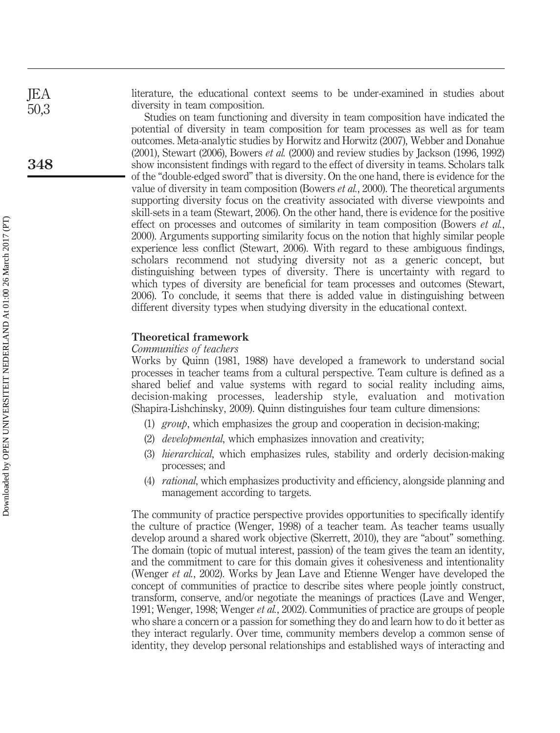literature, the educational context seems to be under-examined in studies about diversity in team composition.

Studies on team functioning and diversity in team composition have indicated the potential of diversity in team composition for team processes as well as for team outcomes. Meta-analytic studies by Horwitz and Horwitz (2007), Webber and Donahue (2001), Stewart (2006), Bowers *et al.* (2000) and review studies by Jackson (1996, 1992) show inconsistent findings with regard to the effect of diversity in teams. Scholars talk of the "double-edged sword" that is diversity. On the one hand, there is evidence for the value of diversity in team composition (Bowers *et al.*, 2000). The theoretical arguments supporting diversity focus on the creativity associated with diverse viewpoints and skill-sets in a team (Stewart, 2006). On the other hand, there is evidence for the positive effect on processes and outcomes of similarity in team composition (Bowers *et al.*, 2000). Arguments supporting similarity focus on the notion that highly similar people experience less conflict (Stewart, 2006). With regard to these ambiguous findings, scholars recommend not studying diversity not as a generic concept, but distinguishing between types of diversity. There is uncertainty with regard to which types of diversity are beneficial for team processes and outcomes (Stewart, 2006). To conclude, it seems that there is added value in distinguishing between different diversity types when studying diversity in the educational context.

## Theoretical framework

### *Communities of teachers*

Works by Quinn (1981, 1988) have developed a framework to understand social processes in teacher teams from a cultural perspective. Team culture is defined as a shared belief and value systems with regard to social reality including aims, decision-making processes, leadership style, evaluation and motivation (Shapira-Lishchinsky, 2009). Quinn distinguishes four team culture dimensions:

1. *group*, which emphasizes the group and cooperation in decision-making;
2. *developmental*, which emphasizes innovation and creativity;
3. *hierarchical*, which emphasizes rules, stability and orderly decision-making processes; and
4. *rational*, which emphasizes productivity and efficiency, alongside planning and management according to targets.

The community of practice perspective provides opportunities to specifically identify the culture of practice (Wenger, 1998) of a teacher team. As teacher teams usually develop around a shared work objective (Skerrett, 2010), they are "about" something. The domain (topic of mutual interest, passion) of the team gives the team an identity, and the commitment to care for this domain gives it cohesiveness and intentionality (Wenger *et al.*, 2002). Works by Jean Lave and Etienne Wenger have developed the concept of communities of practice to describe sites where people jointly construct, transform, conserve, and/or negotiate the meanings of practices (Lave and Wenger, 1991; Wenger, 1998; Wenger *et al.*, 2002). Communities of practice are groups of people who share a concern or a passion for something they do and learn how to do it better as they interact regularly. Over time, community members develop a common sense of identity, they develop personal relationships and established ways of interacting and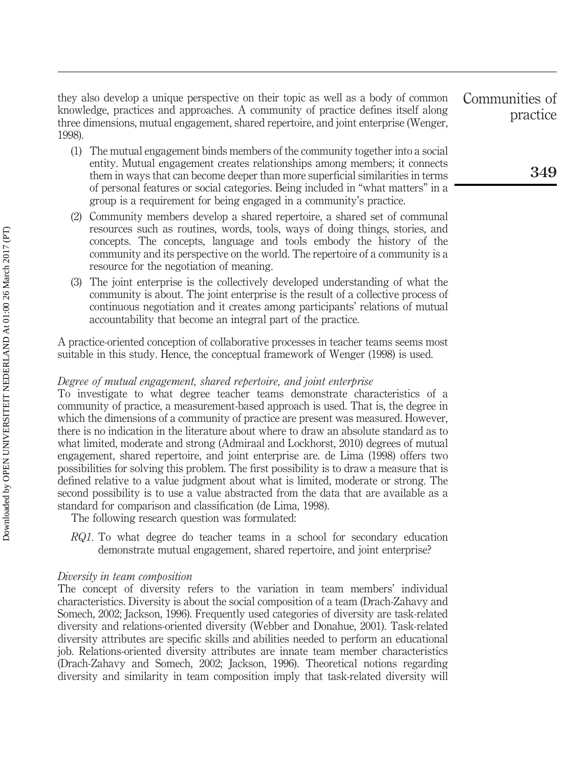they also develop a unique perspective on their topic as well as a body of common knowledge, practices and approaches. A community of practice defines itself along three dimensions, mutual engagement, shared repertoire, and joint enterprise (Wenger, 1998).

(1) The mutual engagement binds members of the community together into a social entity. Mutual engagement creates relationships among members; it connects them in ways that can become deeper than more superficial similarities in terms of personal features or social categories. Being included in "what matters" in a group is a requirement for being engaged in a community's practice.

(2) Community members develop a shared repertoire, a shared set of communal resources such as routines, words, tools, ways of doing things, stories, and concepts. The concepts, language and tools embody the history of the community and its perspective on the world. The repertoire of a community is a resource for the negotiation of meaning.

(3) The joint enterprise is the collectively developed understanding of what the community is about. The joint enterprise is the result of a collective process of continuous negotiation and it creates among participants' relations of mutual accountability that become an integral part of the practice.

A practice-oriented conception of collaborative processes in teacher teams seems most suitable in this study. Hence, the conceptual framework of Wenger (1998) is used.

### *Degree of mutual engagement, shared repertoire, and joint enterprise*

To investigate to what degree teacher teams demonstrate characteristics of a community of practice, a measurement-based approach is used. That is, the degree in which the dimensions of a community of practice are present was measured. However, there is no indication in the literature about where to draw an absolute standard as to what limited, moderate and strong (Admiraal and Lockhorst, 2010) degrees of mutual engagement, shared repertoire, and joint enterprise are. de Lima (1998) offers two possibilities for solving this problem. The first possibility is to draw a measure that is defined relative to a value judgment about what is limited, moderate or strong. The second possibility is to use a value abstracted from the data that are available as a standard for comparison and classification (de Lima, 1998).

The following research question was formulated:

*RQ1*. To what degree do teacher teams in a school for secondary education demonstrate mutual engagement, shared repertoire, and joint enterprise?

### *Diversity in team composition*

The concept of diversity refers to the variation in team members' individual characteristics. Diversity is about the social composition of a team (Drach-Zahavy and Somech, 2002; Jackson, 1996). Frequently used categories of diversity are task-related diversity and relations-oriented diversity (Webber and Donahue, 2001). Task-related diversity attributes are specific skills and abilities needed to perform an educational job. Relations-oriented diversity attributes are innate team member characteristics (Drach-Zahavy and Somech, 2002; Jackson, 1996). Theoretical notions regarding diversity and similarity in team composition imply that task-related diversity will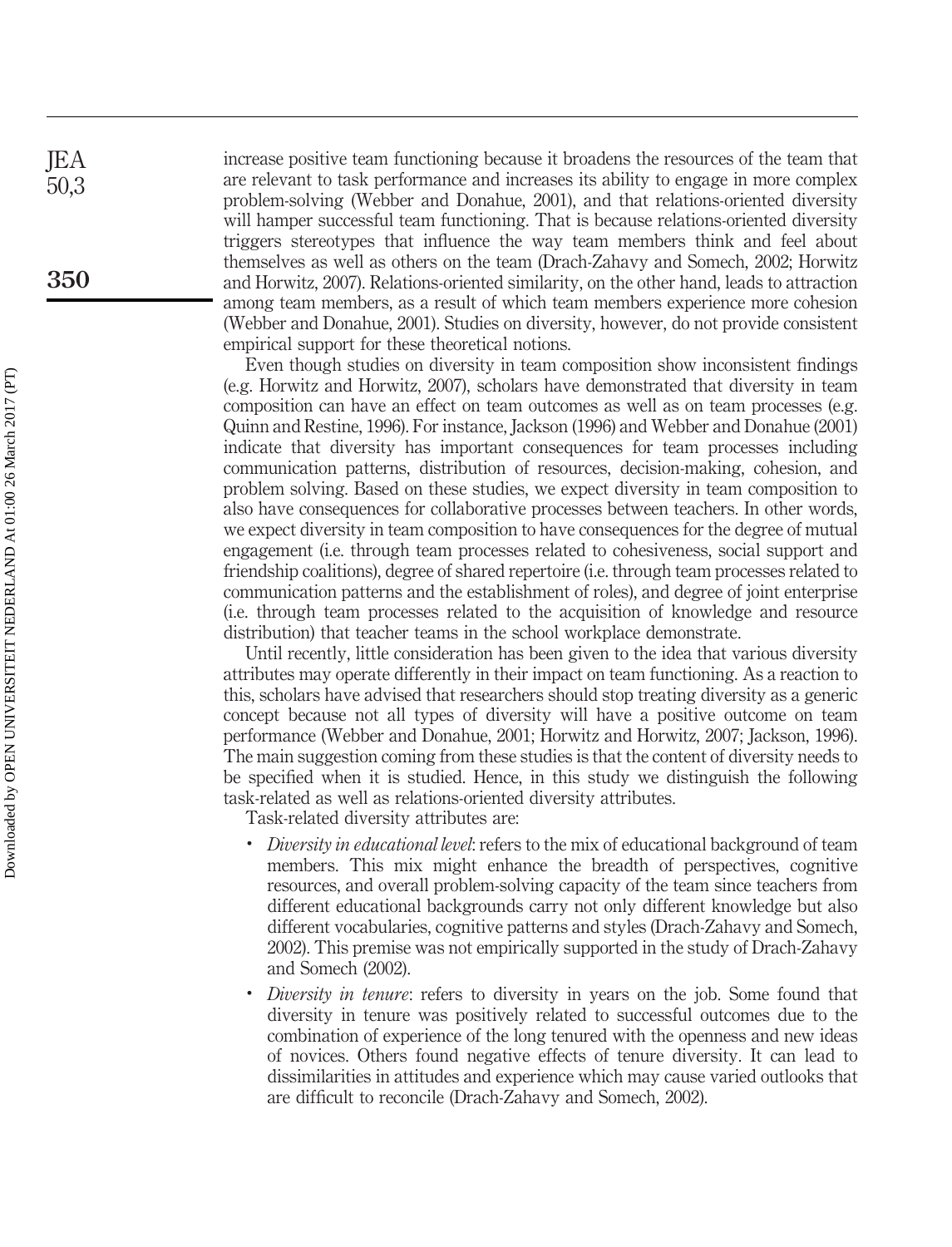increase positive team functioning because it broadens the resources of the team that are relevant to task performance and increases its ability to engage in more complex problem-solving (Webber and Donahue, 2001), and that relations-oriented diversity will hamper successful team functioning. That is because relations-oriented diversity triggers stereotypes that influence the way team members think and feel about themselves as well as others on the team (Drach-Zahavy and Somech, 2002; Horwitz and Horwitz, 2007). Relations-oriented similarity, on the other hand, leads to attraction among team members, as a result of which team members experience more cohesion (Webber and Donahue, 2001). Studies on diversity, however, do not provide consistent empirical support for these theoretical notions.

Even though studies on diversity in team composition show inconsistent findings (e.g. Horwitz and Horwitz, 2007), scholars have demonstrated that diversity in team composition can have an effect on team outcomes as well as on team processes (e.g. Quinn and Restine, 1996). For instance, Jackson (1996) and Webber and Donahue (2001) indicate that diversity has important consequences for team processes including communication patterns, distribution of resources, decision-making, cohesion, and problem solving. Based on these studies, we expect diversity in team composition to also have consequences for collaborative processes between teachers. In other words, we expect diversity in team composition to have consequences for the degree of mutual engagement (i.e. through team processes related to cohesiveness, social support and friendship coalitions), degree of shared repertoire (i.e. through team processes related to communication patterns and the establishment of roles), and degree of joint enterprise (i.e. through team processes related to the acquisition of knowledge and resource distribution) that teacher teams in the school workplace demonstrate.

Until recently, little consideration has been given to the idea that various diversity attributes may operate differently in their impact on team functioning. As a reaction to this, scholars have advised that researchers should stop treating diversity as a generic concept because not all types of diversity will have a positive outcome on team performance (Webber and Donahue, 2001; Horwitz and Horwitz, 2007; Jackson, 1996). The main suggestion coming from these studies is that the content of diversity needs to be specified when it is studied. Hence, in this study we distinguish the following task-related as well as relations-oriented diversity attributes.

Task-related diversity attributes are:

- *Diversity in educational level*: refers to the mix of educational background of team members. This mix might enhance the breadth of perspectives, cognitive resources, and overall problem-solving capacity of the team since teachers from different educational backgrounds carry not only different knowledge but also different vocabularies, cognitive patterns and styles (Drach-Zahavy and Somech, 2002). This premise was not empirically supported in the study of Drach-Zahavy and Somech (2002).
- *Diversity in tenure*: refers to diversity in years on the job. Some found that diversity in tenure was positively related to successful outcomes due to the combination of experience of the long tenured with the openness and new ideas of novices. Others found negative effects of tenure diversity. It can lead to dissimilarities in attitudes and experience which may cause varied outlooks that are difficult to reconcile (Drach-Zahavy and Somech, 2002).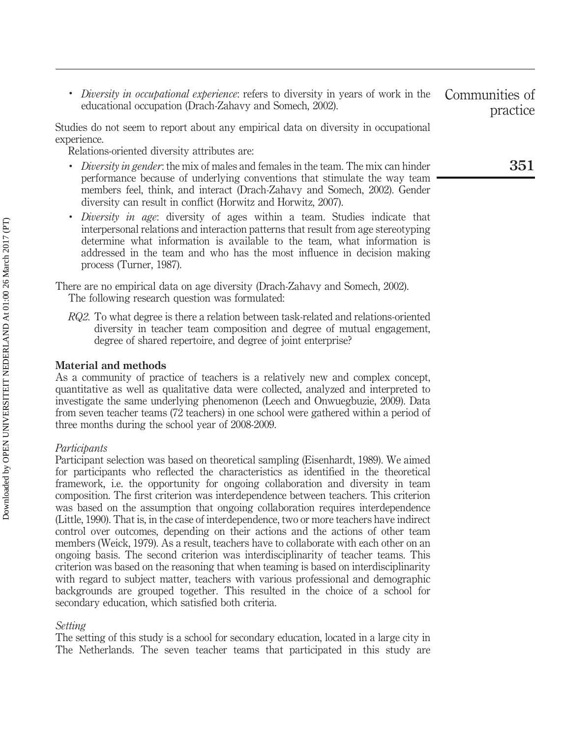- *Diversity in occupational experience*: refers to diversity in years of work in the educational occupation (Drach-Zahavy and Somech, 2002).

Studies do not seem to report about any empirical data on diversity in occupational experience.

Relations-oriented diversity attributes are:

- *Diversity in gender*: the mix of males and females in the team. The mix can hinder performance because of underlying conventions that stimulate the way team members feel, think, and interact (Drach-Zahavy and Somech, 2002). Gender diversity can result in conflict (Horwitz and Horwitz, 2007).
- *Diversity in age*: diversity of ages within a team. Studies indicate that interpersonal relations and interaction patterns that result from age stereotyping determine what information is available to the team, what information is addressed in the team and who has the most influence in decision making process (Turner, 1987).

There are no empirical data on age diversity (Drach-Zahavy and Somech, 2002).

The following research question was formulated:

*RQ2*. To what degree is there a relation between task-related and relations-oriented diversity in teacher team composition and degree of mutual engagement, degree of shared repertoire, and degree of joint enterprise?

## Material and methods

As a community of practice of teachers is a relatively new and complex concept, quantitative as well as qualitative data were collected, analyzed and interpreted to investigate the same underlying phenomenon (Leech and Onwuegbuzie, 2009). Data from seven teacher teams (72 teachers) in one school were gathered within a period of three months during the school year of 2008-2009.

### *Participants*

Participant selection was based on theoretical sampling (Eisenhardt, 1989). We aimed for participants who reflected the characteristics as identified in the theoretical framework, i.e. the opportunity for ongoing collaboration and diversity in team composition. The first criterion was interdependence between teachers. This criterion was based on the assumption that ongoing collaboration requires interdependence (Little, 1990). That is, in the case of interdependence, two or more teachers have indirect control over outcomes, depending on their actions and the actions of other team members (Weick, 1979). As a result, teachers have to collaborate with each other on an ongoing basis. The second criterion was interdisciplinarity of teacher teams. This criterion was based on the reasoning that when teaming is based on interdisciplinarity with regard to subject matter, teachers with various professional and demographic backgrounds are grouped together. This resulted in the choice of a school for secondary education, which satisfied both criteria.

### *Setting*

The setting of this study is a school for secondary education, located in a large city in The Netherlands. The seven teacher teams that participated in this study are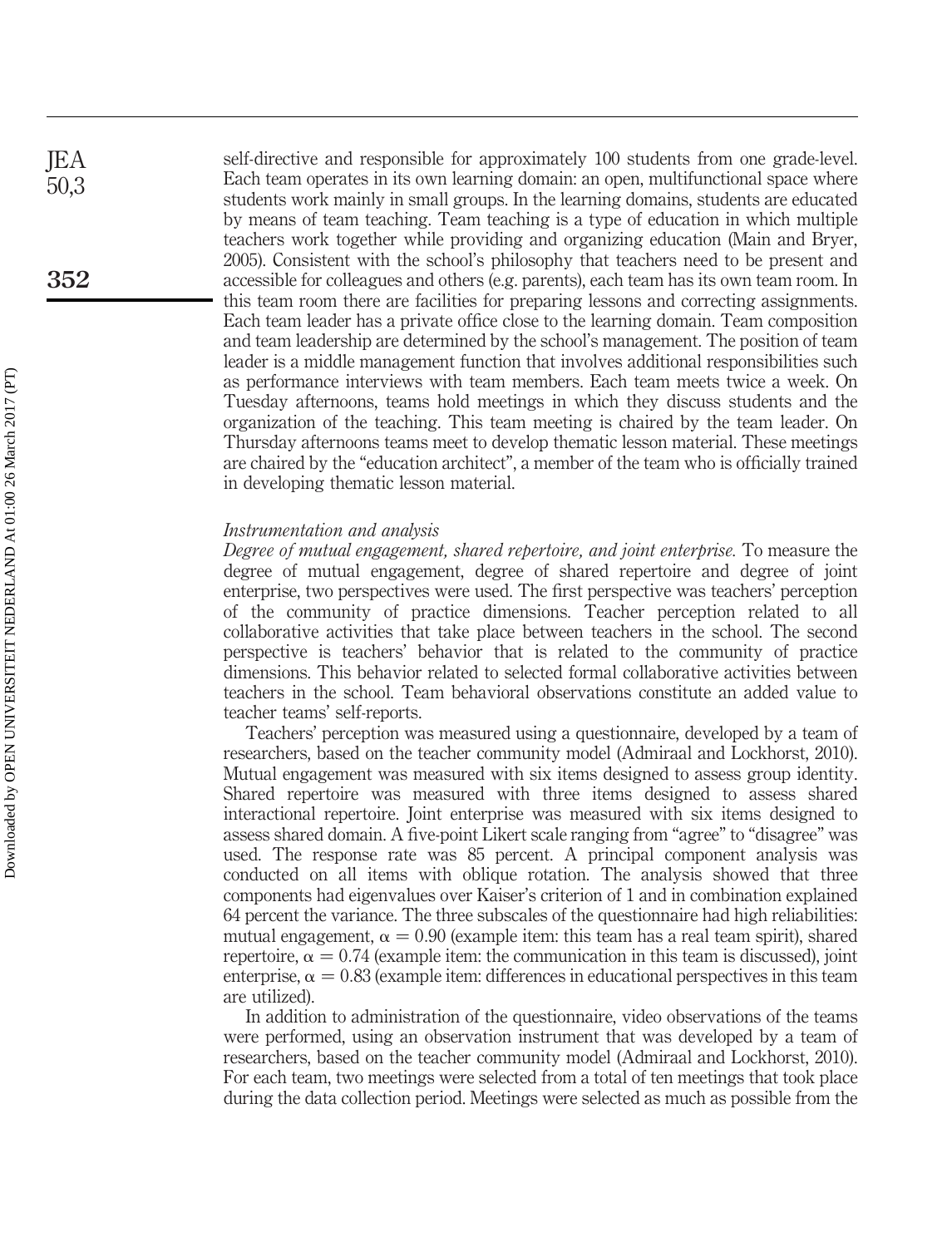self-directive and responsible for approximately 100 students from one grade-level. Each team operates in its own learning domain: an open, multifunctional space where students work mainly in small groups. In the learning domains, students are educated by means of team teaching. Team teaching is a type of education in which multiple teachers work together while providing and organizing education (Main and Bryer, 2005). Consistent with the school's philosophy that teachers need to be present and accessible for colleagues and others (e.g. parents), each team has its own team room. In this team room there are facilities for preparing lessons and correcting assignments. Each team leader has a private office close to the learning domain. Team composition and team leadership are determined by the school's management. The position of team leader is a middle management function that involves additional responsibilities such as performance interviews with team members. Each team meets twice a week. On Tuesday afternoons, teams hold meetings in which they discuss students and the organization of the teaching. This team meeting is chaired by the team leader. On Thursday afternoons teams meet to develop thematic lesson material. These meetings are chaired by the "education architect", a member of the team who is officially trained in developing thematic lesson material.

*Instrumentation and analysis*

*Degree of mutual engagement, shared repertoire, and joint enterprise.* To measure the degree of mutual engagement, degree of shared repertoire and degree of joint enterprise, two perspectives were used. The first perspective was teachers' perception of the community of practice dimensions. Teacher perception related to all collaborative activities that take place between teachers in the school. The second perspective is teachers' behavior that is related to the community of practice dimensions. This behavior related to selected formal collaborative activities between teachers in the school. Team behavioral observations constitute an added value to teacher teams' self-reports.

Teachers' perception was measured using a questionnaire, developed by a team of researchers, based on the teacher community model (Admiraal and Lockhorst, 2010). Mutual engagement was measured with six items designed to assess group identity. Shared repertoire was measured with three items designed to assess shared interactional repertoire. Joint enterprise was measured with six items designed to assess shared domain. A five-point Likert scale ranging from "agree" to "disagree" was used. The response rate was 85 percent. A principal component analysis was conducted on all items with oblique rotation. The analysis showed that three components had eigenvalues over Kaiser's criterion of 1 and in combination explained 64 percent the variance. The three subscales of the questionnaire had high reliabilities: mutual engagement, $\alpha = 0.90$ (example item: this team has a real team spirit), shared repertoire, $\alpha = 0.74$ (example item: the communication in this team is discussed), joint enterprise, $\alpha = 0.83$ (example item: differences in educational perspectives in this team are utilized).

In addition to administration of the questionnaire, video observations of the teams were performed, using an observation instrument that was developed by a team of researchers, based on the teacher community model (Admiraal and Lockhorst, 2010). For each team, two meetings were selected from a total of ten meetings that took place during the data collection period. Meetings were selected as much as possible from the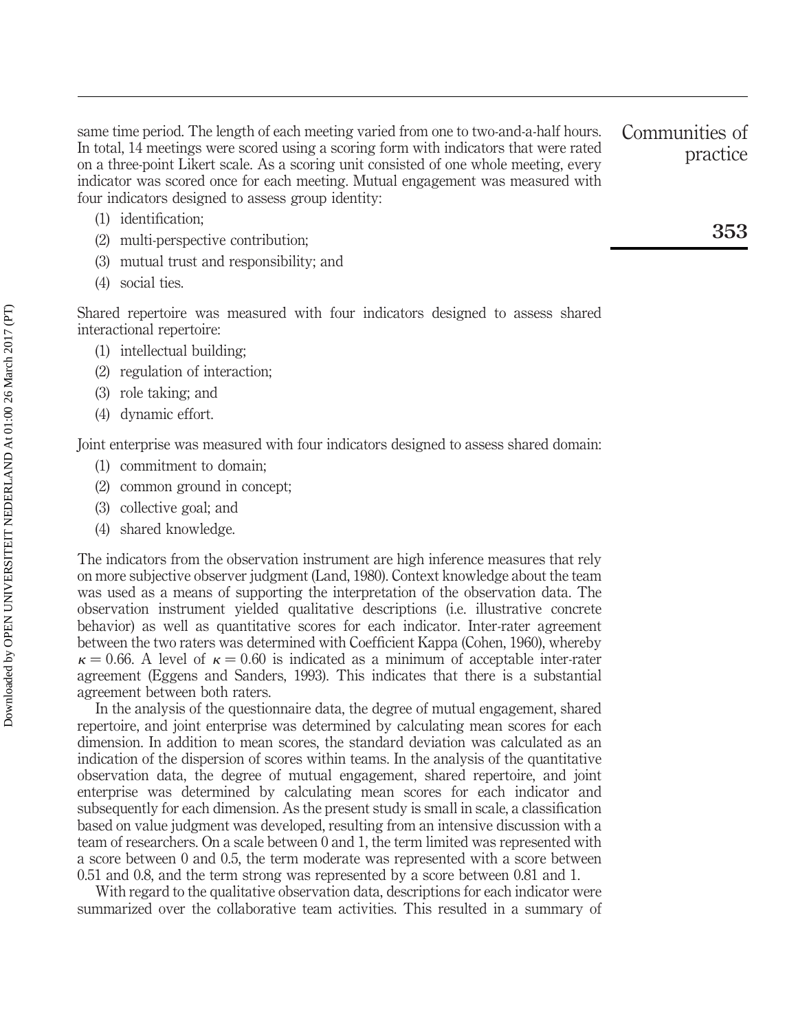same time period. The length of each meeting varied from one to two-and-a-half hours. In total, 14 meetings were scored using a scoring form with indicators that were rated on a three-point Likert scale. As a scoring unit consisted of one whole meeting, every indicator was scored once for each meeting. Mutual engagement was measured with four indicators designed to assess group identity:

1. identification;
2. multi-perspective contribution;
3. mutual trust and responsibility; and
4. social ties.

Shared repertoire was measured with four indicators designed to assess shared interactional repertoire:

1. intellectual building;
2. regulation of interaction;
3. role taking; and
4. dynamic effort.

Joint enterprise was measured with four indicators designed to assess shared domain:

1. commitment to domain;
2. common ground in concept;
3. collective goal; and
4. shared knowledge.

The indicators from the observation instrument are high inference measures that rely on more subjective observer judgment (Land, 1980). Context knowledge about the team was used as a means of supporting the interpretation of the observation data. The observation instrument yielded qualitative descriptions (i.e. illustrative concrete behavior) as well as quantitative scores for each indicator. Inter-rater agreement between the two raters was determined with Coefficient Kappa (Cohen, 1960), whereby $\kappa = 0.66$. A level of $\kappa = 0.60$ is indicated as a minimum of acceptable inter-rater agreement (Eggens and Sanders, 1993). This indicates that there is a substantial agreement between both raters.

In the analysis of the questionnaire data, the degree of mutual engagement, shared repertoire, and joint enterprise was determined by calculating mean scores for each dimension. In addition to mean scores, the standard deviation was calculated as an indication of the dispersion of scores within teams. In the analysis of the quantitative observation data, the degree of mutual engagement, shared repertoire, and joint enterprise was determined by calculating mean scores for each indicator and subsequently for each dimension. As the present study is small in scale, a classification based on value judgment was developed, resulting from an intensive discussion with a team of researchers. On a scale between 0 and 1, the term limited was represented with a score between 0 and 0.5, the term moderate was represented with a score between 0.51 and 0.8, and the term strong was represented by a score between 0.81 and 1.

With regard to the qualitative observation data, descriptions for each indicator were summarized over the collaborative team activities. This resulted in a summary of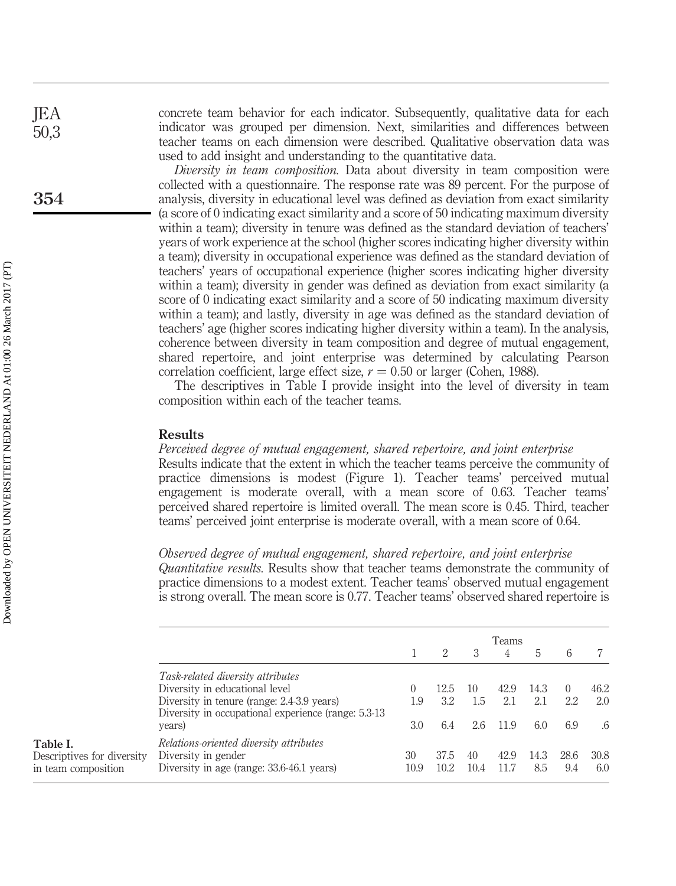concrete team behavior for each indicator. Subsequently, qualitative data for each indicator was grouped per dimension. Next, similarities and differences between teacher teams on each dimension were described. Qualitative observation data was used to add insight and understanding to the quantitative data.

*Diversity in team composition.* Data about diversity in team composition were collected with a questionnaire. The response rate was 89 percent. For the purpose of analysis, diversity in educational level was defined as deviation from exact similarity (a score of 0 indicating exact similarity and a score of 50 indicating maximum diversity within a team); diversity in tenure was defined as the standard deviation of teachers' years of work experience at the school (higher scores indicating higher diversity within a team); diversity in occupational experience was defined as the standard deviation of teachers' years of occupational experience (higher scores indicating higher diversity within a team); diversity in gender was defined as deviation from exact similarity (a score of 0 indicating exact similarity and a score of 50 indicating maximum diversity within a team); and lastly, diversity in age was defined as the standard deviation of teachers' age (higher scores indicating higher diversity within a team). In the analysis, coherence between diversity in team composition and degree of mutual engagement, shared repertoire, and joint enterprise was determined by calculating Pearson correlation coefficient, large effect size, $r = 0.50$ or larger (Cohen, 1988).

The descriptives in Table I provide insight into the level of diversity in team composition within each of the teacher teams.

## Results

### *Perceived degree of mutual engagement, shared repertoire, and joint enterprise*

Results indicate that the extent in which the teacher teams perceive the community of practice dimensions is modest (Figure 1). Teacher teams' perceived mutual engagement is moderate overall, with a mean score of 0.63. Teacher teams' perceived shared repertoire is limited overall. The mean score is 0.45. Third, teacher teams' perceived joint enterprise is moderate overall, with a mean score of 0.64.

### *Observed degree of mutual engagement, shared repertoire, and joint enterprise*

*Quantitative results.* Results show that teacher teams demonstrate the community of practice dimensions to a modest extent. Teacher teams' observed mutual engagement is strong overall. The mean score is 0.77. Teacher teams' observed shared repertoire is

| | Teams | | | | | | |
|---|---|---|---|---|---|---|---|
| | 1 | 2 | 3 | 4 | 5 | 6 | 7 |
| *Task-related diversity attributes* | | | | | | | |
| Diversity in educational level | 0 | 12.5 | 10 | 42.9 | 14.3 | 0 | 46.2 |
| Diversity in tenure (range: 2.4-3.9 years) | 1.9 | 3.2 | 1.5 | 2.1 | 2.1 | 2.2 | 2.0 |
| Diversity in occupational experience (range: 5.3-13 years) | 3.0 | 6.4 | 2.6 | 11.9 | 6.0 | 6.9 | .6 |
| *Relations-oriented diversity attributes* | | | | | | | |
| Diversity in gender | 30 | 37.5 | 40 | 42.9 | 14.3 | 28.6 | 30.8 |
| Diversity in age (range: 33.6-46.1 years) | 10.9 | 10.2 | 10.4 | 11.7 | 8.5 | 9.4 | 6.0 |

**Table I.** Descriptives for diversity in team composition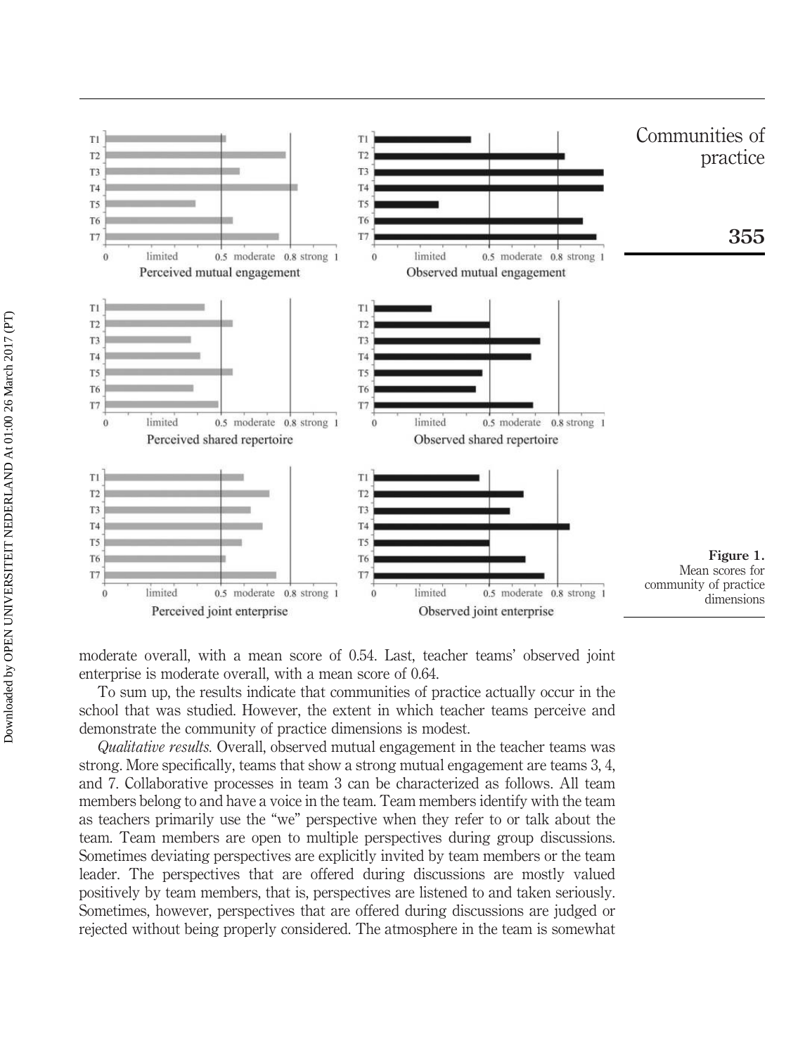T1
T2
T3
T4
T5
T6
T7
0 limited 0.5 moderate 0.8 strong 1
Perceived mutual engagement

T1
T2
T3
T4
T5
T6
T7
0 limited 0.5 moderate 0.8 strong 1
Observed mutual engagement

T1
T2
T3
T4
T5
T6
T7
0 limited 0.5 moderate 0.8 strong 1
Perceived shared repertoire

T1
T2
T3
T4
T5
T6
T7
0 limited 0.5 moderate 0.8 strong 1
Observed shared repertoire

T1
T2
T3
T4
T5
T6
T7
0 limited 0.5 moderate 0.8 strong 1
Perceived joint enterprise

T1
T2
T3
T4
T5
T6
T7
0 limited 0.5 moderate 0.8 strong 1
Observed joint enterprise

**Figure 1.** Mean scores for community of practice dimensions

moderate overall, with a mean score of 0.54. Last, teacher teams' observed joint enterprise is moderate overall, with a mean score of 0.64.

To sum up, the results indicate that communities of practice actually occur in the school that was studied. However, the extent in which teacher teams perceive and demonstrate the community of practice dimensions is modest.

*Qualitative results.* Overall, observed mutual engagement in the teacher teams was strong. More specifically, teams that show a strong mutual engagement are teams 3, 4, and 7. Collaborative processes in team 3 can be characterized as follows. All team members belong to and have a voice in the team. Team members identify with the team as teachers primarily use the "we" perspective when they refer to or talk about the team. Team members are open to multiple perspectives during group discussions. Sometimes deviating perspectives are explicitly invited by team members or the team leader. The perspectives that are offered during discussions are mostly valued positively by team members, that is, perspectives are listened to and taken seriously. Sometimes, however, perspectives that are offered during discussions are judged or rejected without being properly considered. The atmosphere in the team is somewhat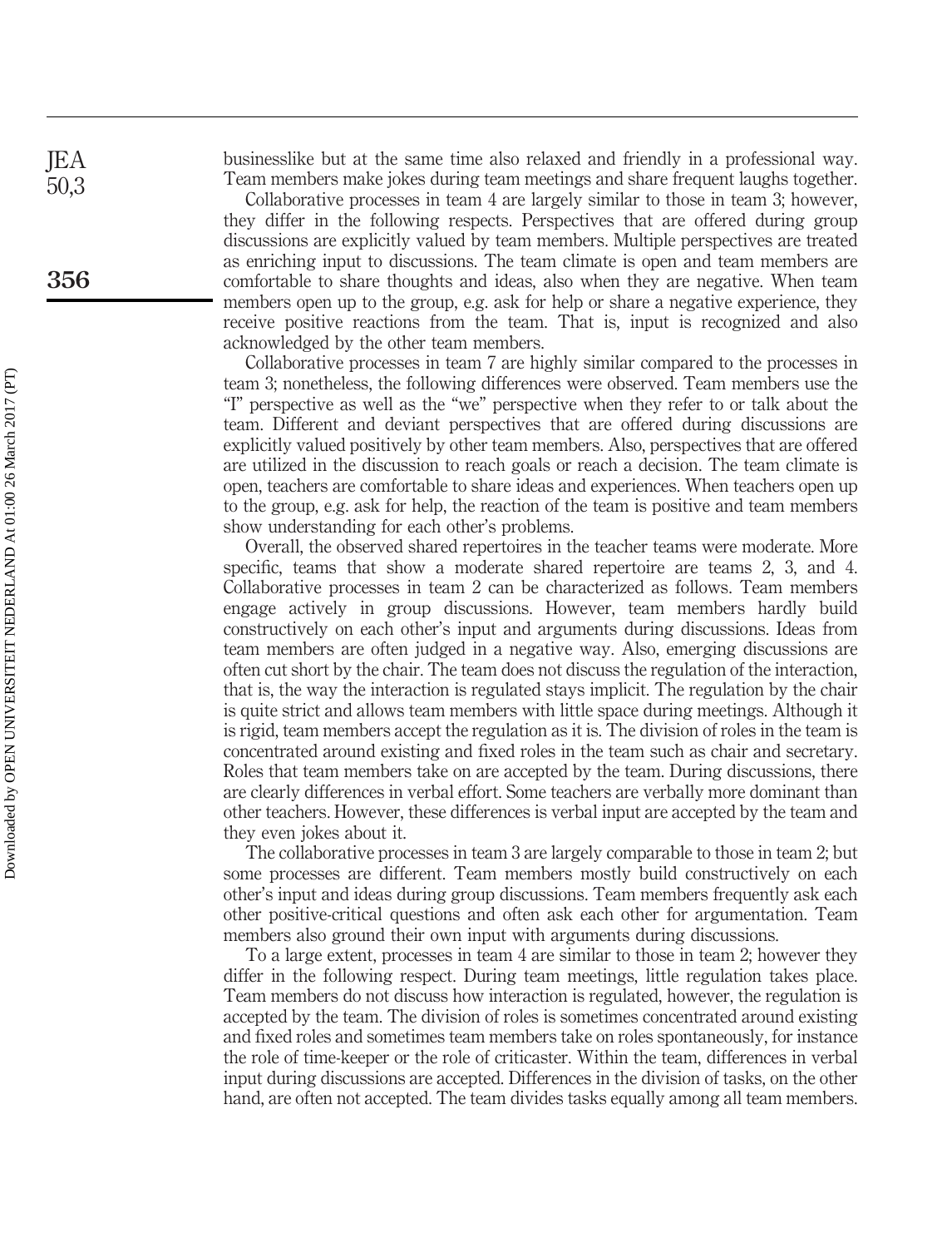businesslike but at the same time also relaxed and friendly in a professional way. Team members make jokes during team meetings and share frequent laughs together.

Collaborative processes in team 4 are largely similar to those in team 3; however, they differ in the following respects. Perspectives that are offered during group discussions are explicitly valued by team members. Multiple perspectives are treated as enriching input to discussions. The team climate is open and team members are comfortable to share thoughts and ideas, also when they are negative. When team members open up to the group, e.g. ask for help or share a negative experience, they receive positive reactions from the team. That is, input is recognized and also acknowledged by the other team members.

Collaborative processes in team 7 are highly similar compared to the processes in team 3; nonetheless, the following differences were observed. Team members use the "I" perspective as well as the "we" perspective when they refer to or talk about the team. Different and deviant perspectives that are offered during discussions are explicitly valued positively by other team members. Also, perspectives that are offered are utilized in the discussion to reach goals or reach a decision. The team climate is open, teachers are comfortable to share ideas and experiences. When teachers open up to the group, e.g. ask for help, the reaction of the team is positive and team members show understanding for each other's problems.

Overall, the observed shared repertoires in the teacher teams were moderate. More specific, teams that show a moderate shared repertoire are teams 2, 3, and 4. Collaborative processes in team 2 can be characterized as follows. Team members engage actively in group discussions. However, team members hardly build constructively on each other's input and arguments during discussions. Ideas from team members are often judged in a negative way. Also, emerging discussions are often cut short by the chair. The team does not discuss the regulation of the interaction, that is, the way the interaction is regulated stays implicit. The regulation by the chair is quite strict and allows team members with little space during meetings. Although it is rigid, team members accept the regulation as it is. The division of roles in the team is concentrated around existing and fixed roles in the team such as chair and secretary. Roles that team members take on are accepted by the team. During discussions, there are clearly differences in verbal effort. Some teachers are verbally more dominant than other teachers. However, these differences is verbal input are accepted by the team and they even jokes about it.

The collaborative processes in team 3 are largely comparable to those in team 2; but some processes are different. Team members mostly build constructively on each other's input and ideas during group discussions. Team members frequently ask each other positive-critical questions and often ask each other for argumentation. Team members also ground their own input with arguments during discussions.

To a large extent, processes in team 4 are similar to those in team 2; however they differ in the following respect. During team meetings, little regulation takes place. Team members do not discuss how interaction is regulated, however, the regulation is accepted by the team. The division of roles is sometimes concentrated around existing and fixed roles and sometimes team members take on roles spontaneously, for instance the role of time-keeper or the role of criticaster. Within the team, differences in verbal input during discussions are accepted. Differences in the division of tasks, on the other hand, are often not accepted. The team divides tasks equally among all team members.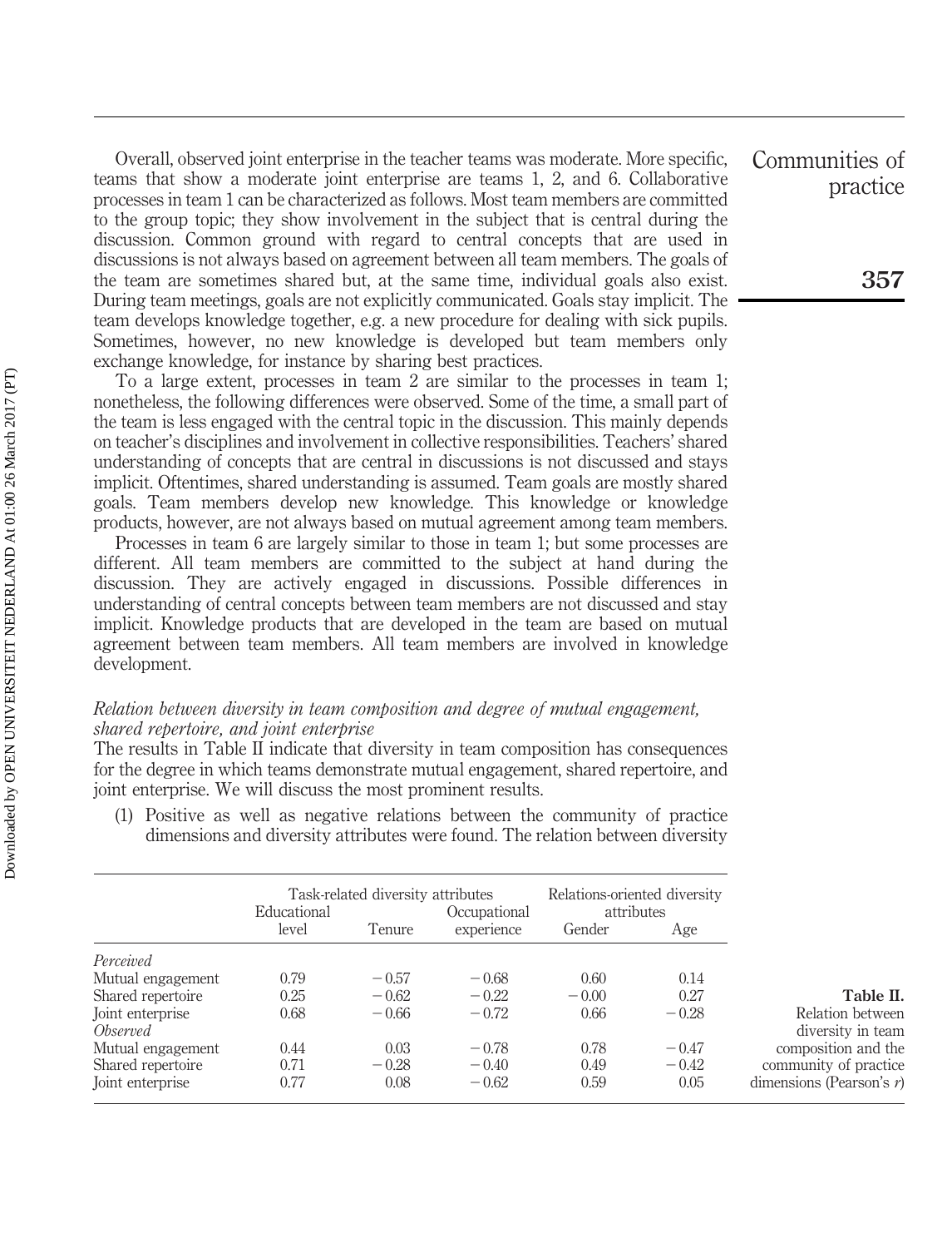Overall, observed joint enterprise in the teacher teams was moderate. More specific, teams that show a moderate joint enterprise are teams 1, 2, and 6. Collaborative processes in team 1 can be characterized as follows. Most team members are committed to the group topic; they show involvement in the subject that is central during the discussion. Common ground with regard to central concepts that are used in discussions is not always based on agreement between all team members. The goals of the team are sometimes shared but, at the same time, individual goals also exist. During team meetings, goals are not explicitly communicated. Goals stay implicit. The team develops knowledge together, e.g. a new procedure for dealing with sick pupils. Sometimes, however, no new knowledge is developed but team members only exchange knowledge, for instance by sharing best practices.

To a large extent, processes in team 2 are similar to the processes in team 1; nonetheless, the following differences were observed. Some of the time, a small part of the team is less engaged with the central topic in the discussion. This mainly depends on teacher's disciplines and involvement in collective responsibilities. Teachers' shared understanding of concepts that are central in discussions is not discussed and stays implicit. Oftentimes, shared understanding is assumed. Team goals are mostly shared goals. Team members develop new knowledge. This knowledge or knowledge products, however, are not always based on mutual agreement among team members.

Processes in team 6 are largely similar to those in team 1; but some processes are different. All team members are committed to the subject at hand during the discussion. They are actively engaged in discussions. Possible differences in understanding of central concepts between team members are not discussed and stay implicit. Knowledge products that are developed in the team are based on mutual agreement between team members. All team members are involved in knowledge development.

*Relation between diversity in team composition and degree of mutual engagement, shared repertoire, and joint enterprise*

The results in Table II indicate that diversity in team composition has consequences for the degree in which teams demonstrate mutual engagement, shared repertoire, and joint enterprise. We will discuss the most prominent results.

(1) Positive as well as negative relations between the community of practice dimensions and diversity attributes were found. The relation between diversity

| | Task-related diversity attributes | | | Relations-oriented diversity attributes | |
|---|---|---|---|---|---|
| | Educational level | Tenure | Occupational experience | Gender | Age |
| *Perceived* | | | | | |
| Mutual engagement | 0.79 | −0.57 | −0.68 | 0.60 | 0.14 |
| Shared repertoire | 0.25 | −0.62 | −0.22 | −0.00 | 0.27 |
| Joint enterprise | 0.68 | −0.66 | −0.72 | 0.66 | −0.28 |
| *Observed* | | | | | |
| Mutual engagement | 0.44 | 0.03 | −0.78 | 0.78 | −0.47 |
| Shared repertoire | 0.71 | −0.28 | −0.40 | 0.49 | −0.42 |
| Joint enterprise | 0.77 | 0.08 | −0.62 | 0.59 | 0.05 |

**Table II.** Relation between diversity in team composition and the community of practice dimensions (Pearson's $r$)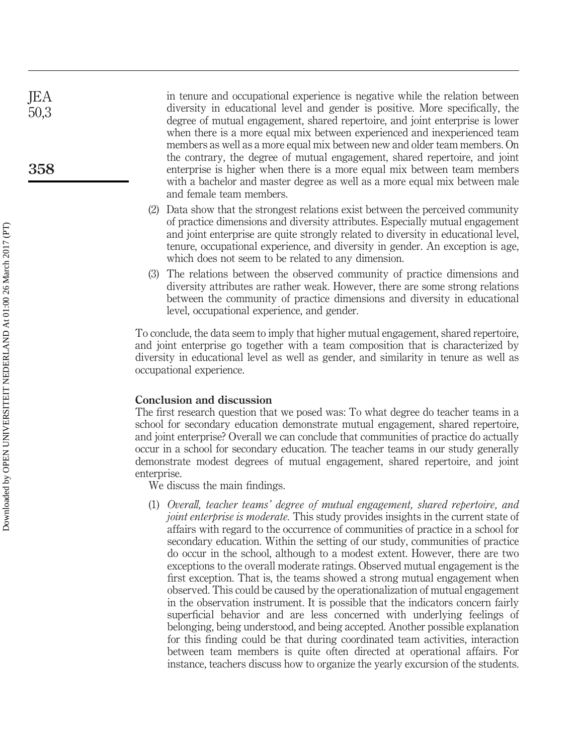in tenure and occupational experience is negative while the relation between diversity in educational level and gender is positive. More specifically, the degree of mutual engagement, shared repertoire, and joint enterprise is lower when there is a more equal mix between experienced and inexperienced team members as well as a more equal mix between new and older team members. On the contrary, the degree of mutual engagement, shared repertoire, and joint enterprise is higher when there is a more equal mix between team members with a bachelor and master degree as well as a more equal mix between male and female team members.

(2) Data show that the strongest relations exist between the perceived community of practice dimensions and diversity attributes. Especially mutual engagement and joint enterprise are quite strongly related to diversity in educational level, tenure, occupational experience, and diversity in gender. An exception is age, which does not seem to be related to any dimension.

(3) The relations between the observed community of practice dimensions and diversity attributes are rather weak. However, there are some strong relations between the community of practice dimensions and diversity in educational level, occupational experience, and gender.

To conclude, the data seem to imply that higher mutual engagement, shared repertoire, and joint enterprise go together with a team composition that is characterized by diversity in educational level as well as gender, and similarity in tenure as well as occupational experience.

## Conclusion and discussion

The first research question that we posed was: To what degree do teacher teams in a school for secondary education demonstrate mutual engagement, shared repertoire, and joint enterprise? Overall we can conclude that communities of practice do actually occur in a school for secondary education. The teacher teams in our study generally demonstrate modest degrees of mutual engagement, shared repertoire, and joint enterprise.

We discuss the main findings.

(1) *Overall, teacher teams' degree of mutual engagement, shared repertoire, and joint enterprise is moderate.* This study provides insights in the current state of affairs with regard to the occurrence of communities of practice in a school for secondary education. Within the setting of our study, communities of practice do occur in the school, although to a modest extent. However, there are two exceptions to the overall moderate ratings. Observed mutual engagement is the first exception. That is, the teams showed a strong mutual engagement when observed. This could be caused by the operationalization of mutual engagement in the observation instrument. It is possible that the indicators concern fairly superficial behavior and are less concerned with underlying feelings of belonging, being understood, and being accepted. Another possible explanation for this finding could be that during coordinated team activities, interaction between team members is quite often directed at operational affairs. For instance, teachers discuss how to organize the yearly excursion of the students.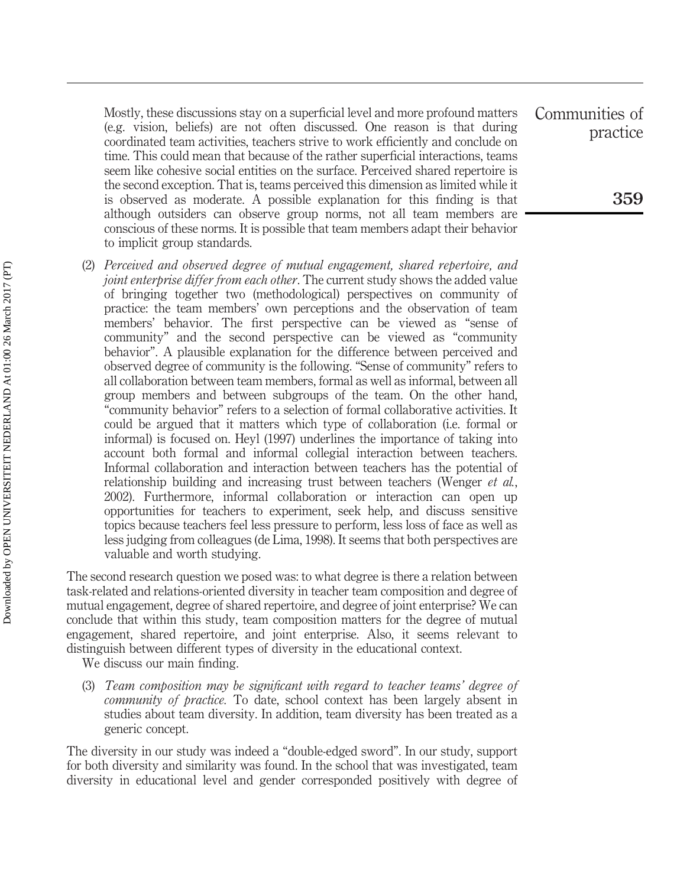Mostly, these discussions stay on a superficial level and more profound matters (e.g. vision, beliefs) are not often discussed. One reason is that during coordinated team activities, teachers strive to work efficiently and conclude on time. This could mean that because of the rather superficial interactions, teams seem like cohesive social entities on the surface. Perceived shared repertoire is the second exception. That is, teams perceived this dimension as limited while it is observed as moderate. A possible explanation for this finding is that although outsiders can observe group norms, not all team members are conscious of these norms. It is possible that team members adapt their behavior to implicit group standards.

(2) *Perceived and observed degree of mutual engagement, shared repertoire, and joint enterprise differ from each other*. The current study shows the added value of bringing together two (methodological) perspectives on community of practice: the team members' own perceptions and the observation of team members' behavior. The first perspective can be viewed as "sense of community" and the second perspective can be viewed as "community behavior". A plausible explanation for the difference between perceived and observed degree of community is the following. "Sense of community" refers to all collaboration between team members, formal as well as informal, between all group members and between subgroups of the team. On the other hand, "community behavior" refers to a selection of formal collaborative activities. It could be argued that it matters which type of collaboration (i.e. formal or informal) is focused on. Heyl (1997) underlines the importance of taking into account both formal and informal collegial interaction between teachers. Informal collaboration and interaction between teachers has the potential of relationship building and increasing trust between teachers (Wenger *et al.*, 2002). Furthermore, informal collaboration or interaction can open up opportunities for teachers to experiment, seek help, and discuss sensitive topics because teachers feel less pressure to perform, less loss of face as well as less judging from colleagues (de Lima, 1998). It seems that both perspectives are valuable and worth studying.

The second research question we posed was: to what degree is there a relation between task-related and relations-oriented diversity in teacher team composition and degree of mutual engagement, degree of shared repertoire, and degree of joint enterprise? We can conclude that within this study, team composition matters for the degree of mutual engagement, shared repertoire, and joint enterprise. Also, it seems relevant to distinguish between different types of diversity in the educational context.

We discuss our main finding.

(3) *Team composition may be significant with regard to teacher teams' degree of community of practice.* To date, school context has been largely absent in studies about team diversity. In addition, team diversity has been treated as a generic concept.

The diversity in our study was indeed a "double-edged sword". In our study, support for both diversity and similarity was found. In the school that was investigated, team diversity in educational level and gender corresponded positively with degree of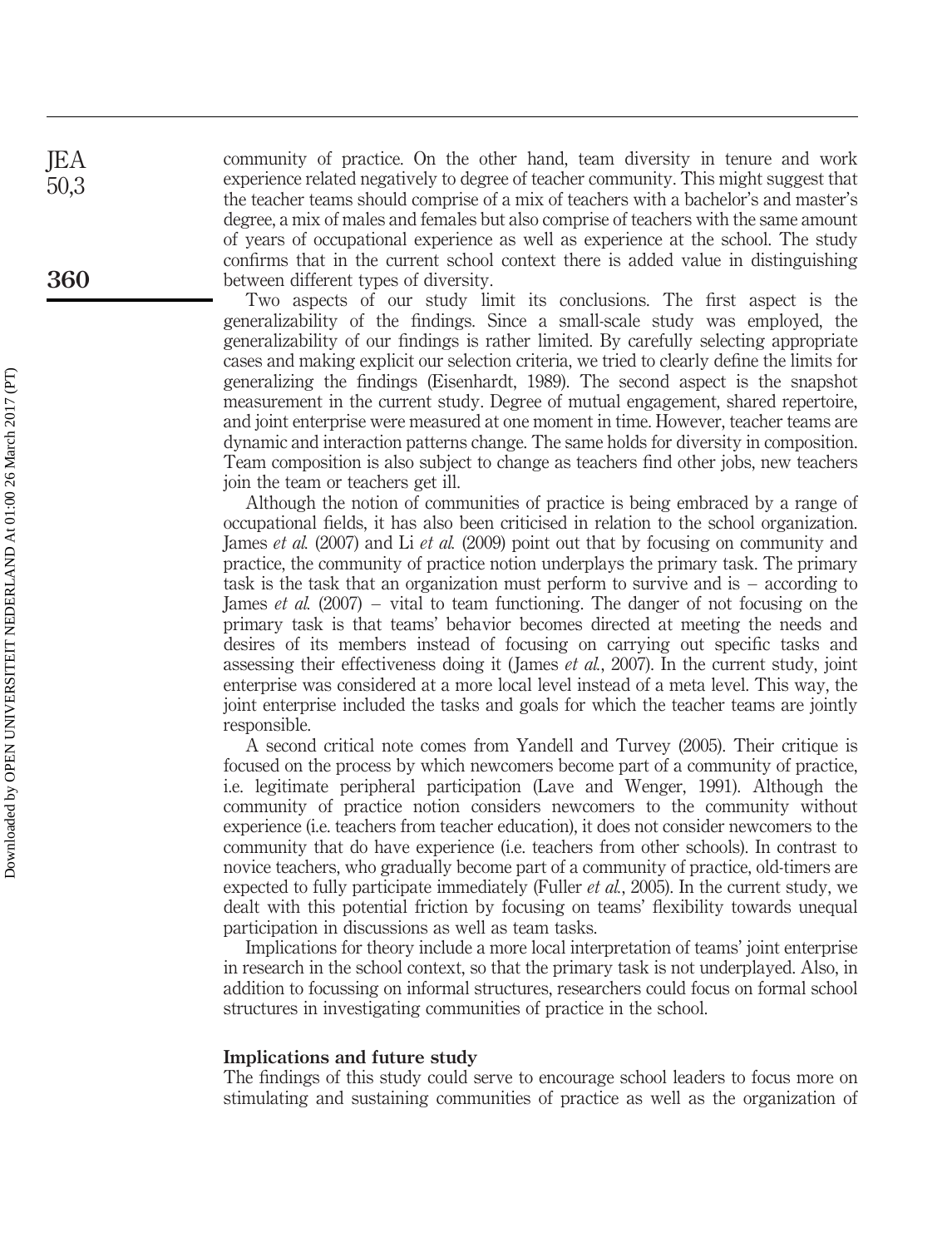community of practice. On the other hand, team diversity in tenure and work experience related negatively to degree of teacher community. This might suggest that the teacher teams should comprise of a mix of teachers with a bachelor's and master's degree, a mix of males and females but also comprise of teachers with the same amount of years of occupational experience as well as experience at the school. The study confirms that in the current school context there is added value in distinguishing between different types of diversity.

Two aspects of our study limit its conclusions. The first aspect is the generalizability of the findings. Since a small-scale study was employed, the generalizability of our findings is rather limited. By carefully selecting appropriate cases and making explicit our selection criteria, we tried to clearly define the limits for generalizing the findings (Eisenhardt, 1989). The second aspect is the snapshot measurement in the current study. Degree of mutual engagement, shared repertoire, and joint enterprise were measured at one moment in time. However, teacher teams are dynamic and interaction patterns change. The same holds for diversity in composition. Team composition is also subject to change as teachers find other jobs, new teachers join the team or teachers get ill.

Although the notion of communities of practice is being embraced by a range of occupational fields, it has also been criticised in relation to the school organization. James *et al.* (2007) and Li *et al.* (2009) point out that by focusing on community and practice, the community of practice notion underplays the primary task. The primary task is the task that an organization must perform to survive and is – according to James *et al.* (2007) – vital to team functioning. The danger of not focusing on the primary task is that teams' behavior becomes directed at meeting the needs and desires of its members instead of focusing on carrying out specific tasks and assessing their effectiveness doing it (James *et al.*, 2007). In the current study, joint enterprise was considered at a more local level instead of a meta level. This way, the joint enterprise included the tasks and goals for which the teacher teams are jointly responsible.

A second critical note comes from Yandell and Turvey (2005). Their critique is focused on the process by which newcomers become part of a community of practice, i.e. legitimate peripheral participation (Lave and Wenger, 1991). Although the community of practice notion considers newcomers to the community without experience (i.e. teachers from teacher education), it does not consider newcomers to the community that do have experience (i.e. teachers from other schools). In contrast to novice teachers, who gradually become part of a community of practice, old-timers are expected to fully participate immediately (Fuller *et al.*, 2005). In the current study, we dealt with this potential friction by focusing on teams' flexibility towards unequal participation in discussions as well as team tasks.

Implications for theory include a more local interpretation of teams' joint enterprise in research in the school context, so that the primary task is not underplayed. Also, in addition to focussing on informal structures, researchers could focus on formal school structures in investigating communities of practice in the school.

### Implications and future study

The findings of this study could serve to encourage school leaders to focus more on stimulating and sustaining communities of practice as well as the organization of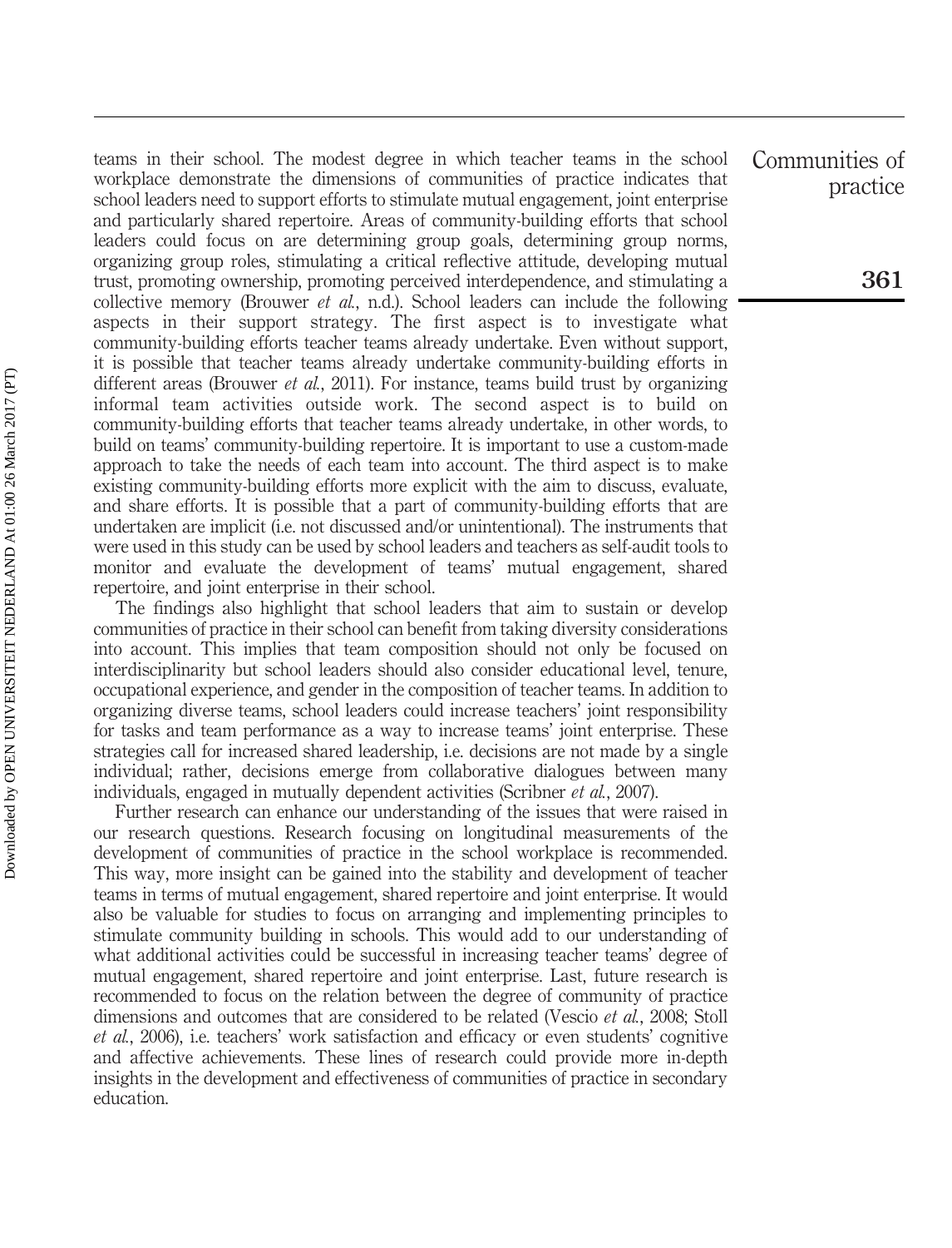teams in their school. The modest degree in which teacher teams in the school workplace demonstrate the dimensions of communities of practice indicates that school leaders need to support efforts to stimulate mutual engagement, joint enterprise and particularly shared repertoire. Areas of community-building efforts that school leaders could focus on are determining group goals, determining group norms, organizing group roles, stimulating a critical reflective attitude, developing mutual trust, promoting ownership, promoting perceived interdependence, and stimulating a collective memory (Brouwer *et al.*, n.d.). School leaders can include the following aspects in their support strategy. The first aspect is to investigate what community-building efforts teacher teams already undertake. Even without support, it is possible that teacher teams already undertake community-building efforts in different areas (Brouwer *et al.*, 2011). For instance, teams build trust by organizing informal team activities outside work. The second aspect is to build on community-building efforts that teacher teams already undertake, in other words, to build on teams' community-building repertoire. It is important to use a custom-made approach to take the needs of each team into account. The third aspect is to make existing community-building efforts more explicit with the aim to discuss, evaluate, and share efforts. It is possible that a part of community-building efforts that are undertaken are implicit (i.e. not discussed and/or unintentional). The instruments that were used in this study can be used by school leaders and teachers as self-audit tools to monitor and evaluate the development of teams' mutual engagement, shared repertoire, and joint enterprise in their school.

The findings also highlight that school leaders that aim to sustain or develop communities of practice in their school can benefit from taking diversity considerations into account. This implies that team composition should not only be focused on interdisciplinarity but school leaders should also consider educational level, tenure, occupational experience, and gender in the composition of teacher teams. In addition to organizing diverse teams, school leaders could increase teachers' joint responsibility for tasks and team performance as a way to increase teams' joint enterprise. These strategies call for increased shared leadership, i.e. decisions are not made by a single individual; rather, decisions emerge from collaborative dialogues between many individuals, engaged in mutually dependent activities (Scribner *et al.*, 2007).

Further research can enhance our understanding of the issues that were raised in our research questions. Research focusing on longitudinal measurements of the development of communities of practice in the school workplace is recommended. This way, more insight can be gained into the stability and development of teacher teams in terms of mutual engagement, shared repertoire and joint enterprise. It would also be valuable for studies to focus on arranging and implementing principles to stimulate community building in schools. This would add to our understanding of what additional activities could be successful in increasing teacher teams' degree of mutual engagement, shared repertoire and joint enterprise. Last, future research is recommended to focus on the relation between the degree of community of practice dimensions and outcomes that are considered to be related (Vescio *et al.*, 2008; Stoll *et al.*, 2006), i.e. teachers' work satisfaction and efficacy or even students' cognitive and affective achievements. These lines of research could provide more in-depth insights in the development and effectiveness of communities of practice in secondary education.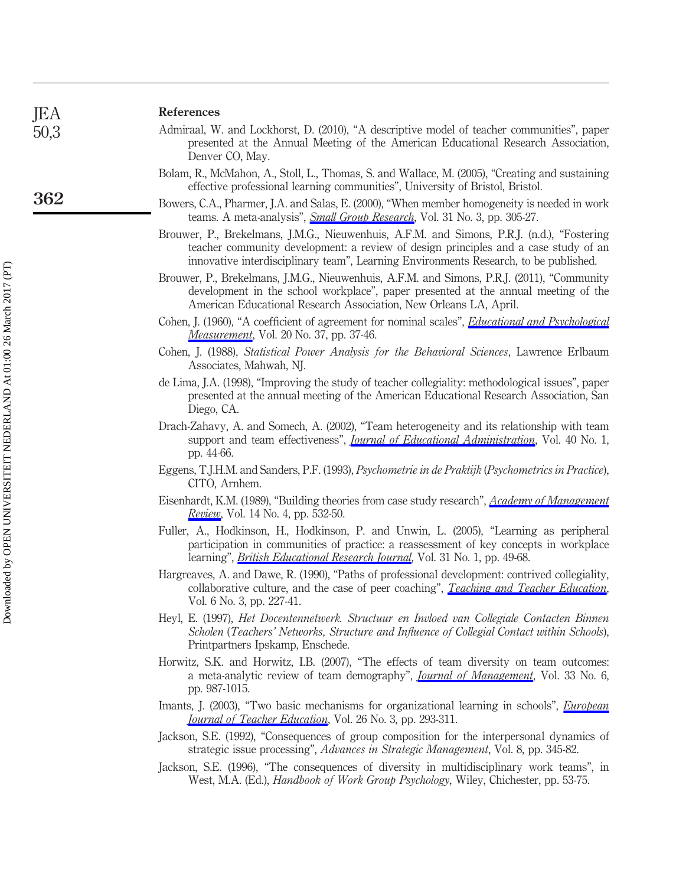## References

Admiraal, W. and Lockhorst, D. (2010), "A descriptive model of teacher communities", paper presented at the Annual Meeting of the American Educational Research Association, Denver CO, May.

Bolam, R., McMahon, A., Stoll, L., Thomas, S. and Wallace, M. (2005), "Creating and sustaining effective professional learning communities", University of Bristol, Bristol.

Bowers, C.A., Pharmer, J.A. and Salas, E. (2000), "When member homogeneity is needed in work teams. A meta-analysis", *Small Group Research*, Vol. 31 No. 3, pp. 305-27.

Brouwer, P., Brekelmans, J.M.G., Nieuwenhuis, A.F.M. and Simons, P.R.J. (n.d.), "Fostering teacher community development: a review of design principles and a case study of an innovative interdisciplinary team", Learning Environments Research, to be published.

Brouwer, P., Brekelmans, J.M.G., Nieuwenhuis, A.F.M. and Simons, P.R.J. (2011), "Community development in the school workplace", paper presented at the annual meeting of the American Educational Research Association, New Orleans LA, April.

Cohen, J. (1960), "A coefficient of agreement for nominal scales", *Educational and Psychological Measurement*, Vol. 20 No. 37, pp. 37-46.

Cohen, J. (1988), *Statistical Power Analysis for the Behavioral Sciences*, Lawrence Erlbaum Associates, Mahwah, NJ.

de Lima, J.A. (1998), "Improving the study of teacher collegiality: methodological issues", paper presented at the annual meeting of the American Educational Research Association, San Diego, CA.

Drach-Zahavy, A. and Somech, A. (2002), "Team heterogeneity and its relationship with team support and team effectiveness", *Journal of Educational Administration*, Vol. 40 No. 1, pp. 44-66.

Eggens, T.J.H.M. and Sanders, P.F. (1993), *Psychometrie in de Praktijk* (*Psychometrics in Practice*), CITO, Arnhem.

Eisenhardt, K.M. (1989), "Building theories from case study research", *Academy of Management Review*, Vol. 14 No. 4, pp. 532-50.

Fuller, A., Hodkinson, H., Hodkinson, P. and Unwin, L. (2005), "Learning as peripheral participation in communities of practice: a reassessment of key concepts in workplace learning", *British Educational Research Journal*, Vol. 31 No. 1, pp. 49-68.

Hargreaves, A. and Dawe, R. (1990), "Paths of professional development: contrived collegiality, collaborative culture, and the case of peer coaching", *Teaching and Teacher Education*, Vol. 6 No. 3, pp. 227-41.

Heyl, E. (1997), *Het Docentennetwerk. Structuur en Invloed van Collegiale Contacten Binnen Scholen* (*Teachers' Networks, Structure and Influence of Collegial Contact within Schools*), Printpartners Ipskamp, Enschede.

Horwitz, S.K. and Horwitz, I.B. (2007), "The effects of team diversity on team outcomes: a meta-analytic review of team demography", *Journal of Management*, Vol. 33 No. 6, pp. 987-1015.

Imants, J. (2003), "Two basic mechanisms for organizational learning in schools", *European Journal of Teacher Education*, Vol. 26 No. 3, pp. 293-311.

Jackson, S.E. (1992), "Consequences of group composition for the interpersonal dynamics of strategic issue processing", *Advances in Strategic Management*, Vol. 8, pp. 345-82.

Jackson, S.E. (1996), "The consequences of diversity in multidisciplinary work teams", in West, M.A. (Ed.), *Handbook of Work Group Psychology*, Wiley, Chichester, pp. 53-75.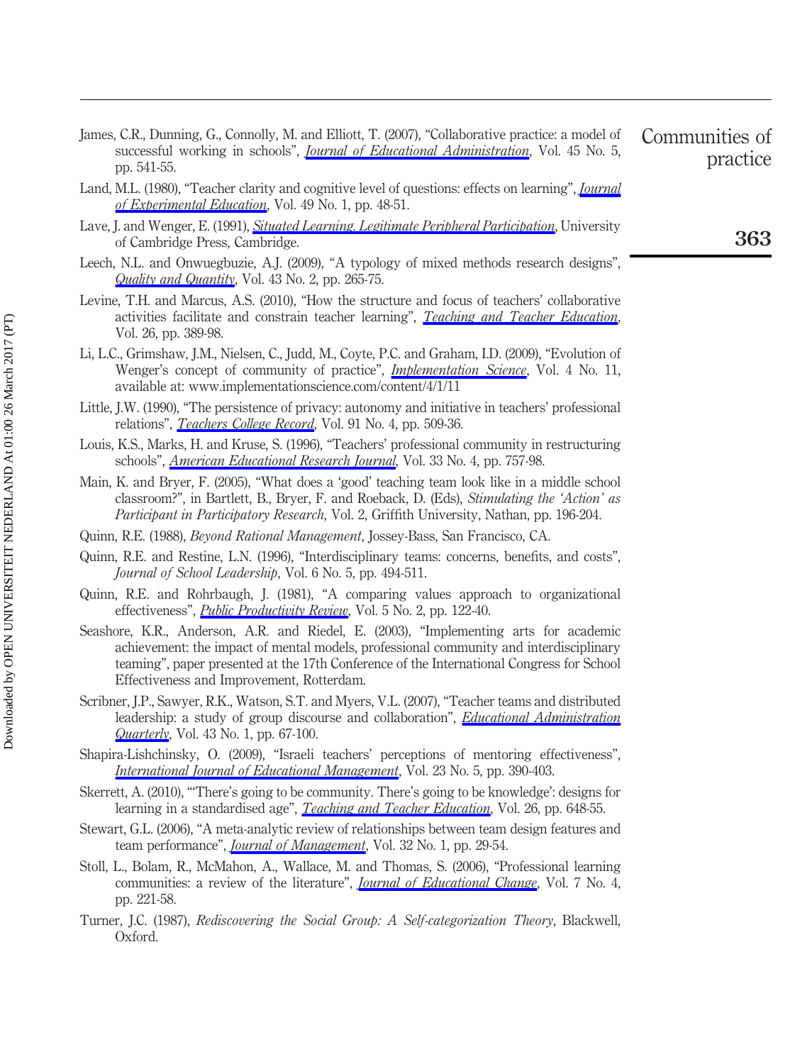James, C.R., Dunning, G., Connolly, M. and Elliott, T. (2007), "Collaborative practice: a model of successful working in schools", *Journal of Educational Administration*, Vol. 45 No. 5, pp. 541-55.

Land, M.L. (1980), "Teacher clarity and cognitive level of questions: effects on learning", *Journal of Experimental Education*, Vol. 49 No. 1, pp. 48-51.

Lave, J. and Wenger, E. (1991), *Situated Learning. Legitimate Peripheral Participation*, University of Cambridge Press, Cambridge.

Leech, N.L. and Onwuegbuzie, A.J. (2009), "A typology of mixed methods research designs", *Quality and Quantity*, Vol. 43 No. 2, pp. 265-75.

Levine, T.H. and Marcus, A.S. (2010), "How the structure and focus of teachers' collaborative activities facilitate and constrain teacher learning", *Teaching and Teacher Education*, Vol. 26, pp. 389-98.

Li, L.C., Grimshaw, J.M., Nielsen, C., Judd, M., Coyte, P.C. and Graham, I.D. (2009), "Evolution of Wenger's concept of community of practice", *Implementation Science*, Vol. 4 No. 11, available at: www.implementationscience.com/content/4/1/11

Little, J.W. (1990), "The persistence of privacy: autonomy and initiative in teachers' professional relations", *Teachers College Record*, Vol. 91 No. 4, pp. 509-36.

Louis, K.S., Marks, H. and Kruse, S. (1996), "Teachers' professional community in restructuring schools", *American Educational Research Journal*, Vol. 33 No. 4, pp. 757-98.

Main, K. and Bryer, F. (2005), "What does a 'good' teaching team look like in a middle school classroom?", in Bartlett, B., Bryer, F. and Roeback, D. (Eds), *Stimulating the 'Action' as Participant in Participatory Research*, Vol. 2, Griffith University, Nathan, pp. 196-204.

Quinn, R.E. (1988), *Beyond Rational Management*, Jossey-Bass, San Francisco, CA.

Quinn, R.E. and Restine, L.N. (1996), "Interdisciplinary teams: concerns, benefits, and costs", *Journal of School Leadership*, Vol. 6 No. 5, pp. 494-511.

Quinn, R.E. and Rohrbaugh, J. (1981), "A comparing values approach to organizational effectiveness", *Public Productivity Review*, Vol. 5 No. 2, pp. 122-40.

Seashore, K.R., Anderson, A.R. and Riedel, E. (2003), "Implementing arts for academic achievement: the impact of mental models, professional community and interdisciplinary teaming", paper presented at the 17th Conference of the International Congress for School Effectiveness and Improvement, Rotterdam.

Scribner, J.P., Sawyer, R.K., Watson, S.T. and Myers, V.L. (2007), "Teacher teams and distributed leadership: a study of group discourse and collaboration", *Educational Administration Quarterly*, Vol. 43 No. 1, pp. 67-100.

Shapira-Lishchinsky, O. (2009), "Israeli teachers' perceptions of mentoring effectiveness", *International Journal of Educational Management*, Vol. 23 No. 5, pp. 390-403.

Skerrett, A. (2010), "'There's going to be community. There's going to be knowledge': designs for learning in a standardised age", *Teaching and Teacher Education*, Vol. 26, pp. 648-55.

Stewart, G.L. (2006), "A meta-analytic review of relationships between team design features and team performance", *Journal of Management*, Vol. 32 No. 1, pp. 29-54.

Stoll, L., Bolam, R., McMahon, A., Wallace, M. and Thomas, S. (2006), "Professional learning communities: a review of the literature", *Journal of Educational Change*, Vol. 7 No. 4, pp. 221-58.

Turner, J.C. (1987), *Rediscovering the Social Group: A Self-categorization Theory*, Blackwell, Oxford.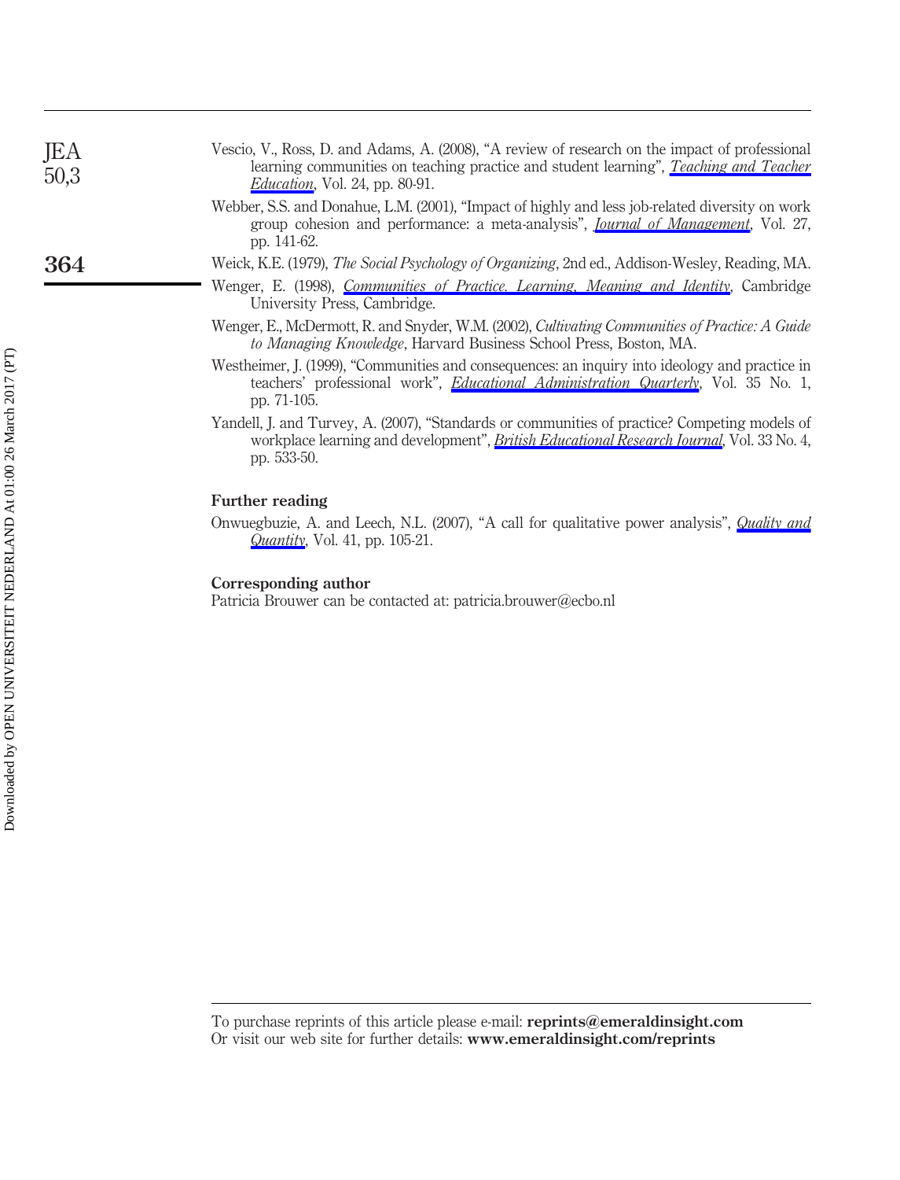Vescio, V., Ross, D. and Adams, A. (2008), "A review of research on the impact of professional learning communities on teaching practice and student learning", *Teaching and Teacher Education*, Vol. 24, pp. 80-91.

Webber, S.S. and Donahue, L.M. (2001), "Impact of highly and less job-related diversity on work group cohesion and performance: a meta-analysis", *Journal of Management*, Vol. 27, pp. 141-62.

Weick, K.E. (1979), *The Social Psychology of Organizing*, 2nd ed., Addison-Wesley, Reading, MA.

Wenger, E. (1998), *Communities of Practice. Learning, Meaning and Identity*, Cambridge University Press, Cambridge.

Wenger, E., McDermott, R. and Snyder, W.M. (2002), *Cultivating Communities of Practice: A Guide to Managing Knowledge*, Harvard Business School Press, Boston, MA.

Westheimer, J. (1999), "Communities and consequences: an inquiry into ideology and practice in teachers' professional work", *Educational Administration Quarterly*, Vol. 35 No. 1, pp. 71-105.

Yandell, J. and Turvey, A. (2007), "Standards or communities of practice? Competing models of workplace learning and development", *British Educational Research Journal*, Vol. 33 No. 4, pp. 533-50.

## Further reading

Onwuegbuzie, A. and Leech, N.L. (2007), "A call for qualitative power analysis", *Quality and Quantity*, Vol. 41, pp. 105-21.

## Corresponding author

Patricia Brouwer can be contacted at: patricia.brouwer@ecbo.nl

To purchase reprints of this article please e-mail: **reprints@emeraldinsight.com**
Or visit our web site for further details: **www.emeraldinsight.com/reprints**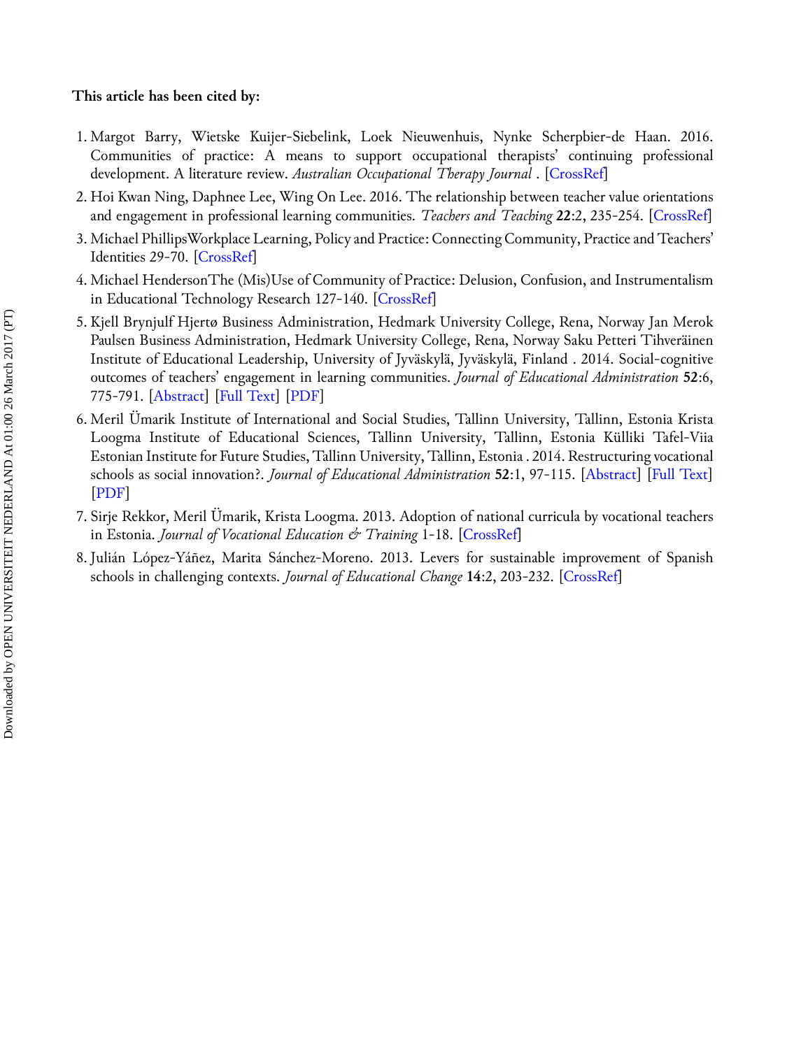**This article has been cited by:**

1. Margot Barry, Wietske Kuijer-Siebelink, Loek Nieuwenhuis, Nynke Scherpbier-de Haan. 2016. Communities of practice: A means to support occupational therapists' continuing professional development. A literature review. *Australian Occupational Therapy Journal* . [CrossRef]
2. Hoi Kwan Ning, Daphnee Lee, Wing On Lee. 2016. The relationship between teacher value orientations and engagement in professional learning communities. *Teachers and Teaching* **22**:2, 235-254. [CrossRef]
3. Michael PhillipsWorkplace Learning, Policy and Practice: Connecting Community, Practice and Teachers' Identities 29-70. [CrossRef]
4. Michael HendersonThe (Mis)Use of Community of Practice: Delusion, Confusion, and Instrumentalism in Educational Technology Research 127-140. [CrossRef]
5. Kjell Brynjulf Hjertø Business Administration, Hedmark University College, Rena, Norway Jan Merok Paulsen Business Administration, Hedmark University College, Rena, Norway Saku Petteri Tihveräinen Institute of Educational Leadership, University of Jyväskylä, Jyväskylä, Finland . 2014. Social-cognitive outcomes of teachers' engagement in learning communities. *Journal of Educational Administration* **52**:6, 775-791. [Abstract] [Full Text] [PDF]
6. Meril Ümarik Institute of International and Social Studies, Tallinn University, Tallinn, Estonia Krista Loogma Institute of Educational Sciences, Tallinn University, Tallinn, Estonia Külliki Tafel-Viia Estonian Institute for Future Studies, Tallinn University, Tallinn, Estonia . 2014. Restructuring vocational schools as social innovation?. *Journal of Educational Administration* **52**:1, 97-115. [Abstract] [Full Text] [PDF]
7. Sirje Rekkor, Meril Ümarik, Krista Loogma. 2013. Adoption of national curricula by vocational teachers in Estonia. *Journal of Vocational Education & Training* 1-18. [CrossRef]
8. Julián López-Yáñez, Marita Sánchez-Moreno. 2013. Levers for sustainable improvement of Spanish schools in challenging contexts. *Journal of Educational Change* **14**:2, 203-232. [CrossRef]